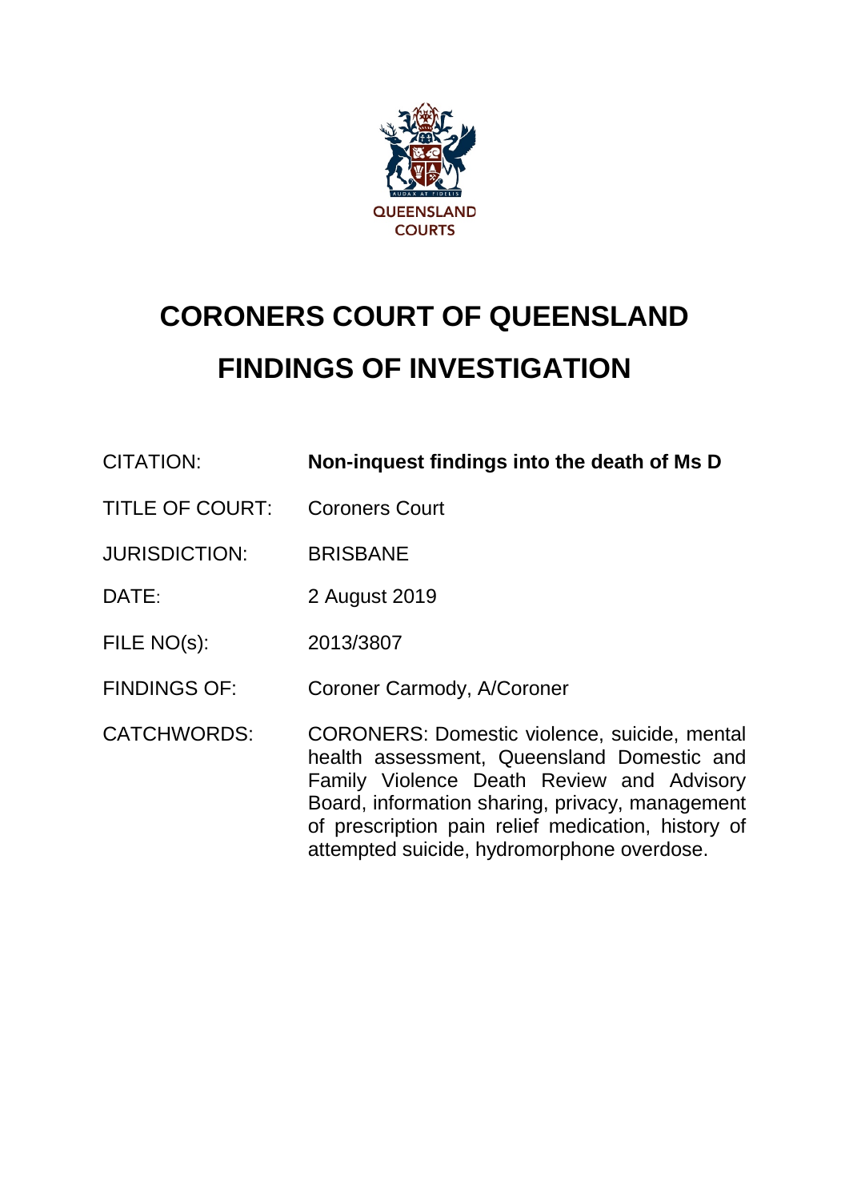QUEENSLAND COURTS

# CORONERS COURT OF QUEENSLAND
# FINDINGS OF INVESTIGATION

| | |
|---|---|
| CITATION: | **Non-inquest findings into the death of Ms D** |
| TITLE OF COURT: | Coroners Court |
| JURISDICTION: | BRISBANE |
| DATE: | 2 August 2019 |
| FILE NO(s): | 2013/3807 |
| FINDINGS OF: | Coroner Carmody, A/Coroner |
| CATCHWORDS: | CORONERS: Domestic violence, suicide, mental health assessment, Queensland Domestic and Family Violence Death Review and Advisory Board, information sharing, privacy, management of prescription pain relief medication, history of attempted suicide, hydromorphone overdose. |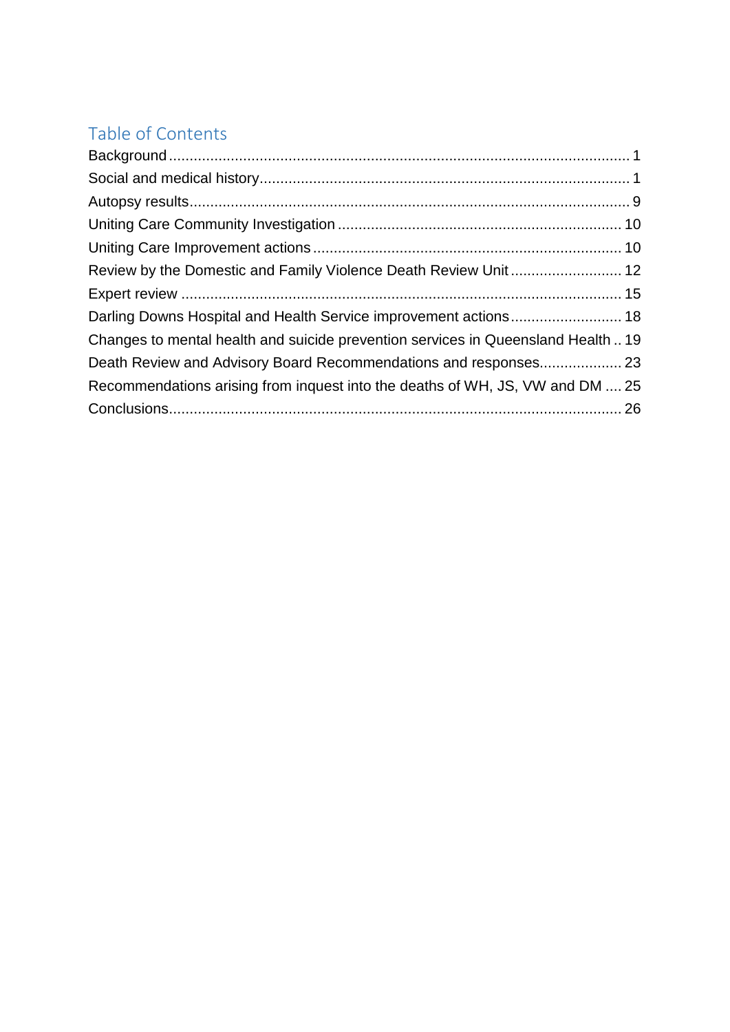## Table of Contents

Background ..... 1

Social and medical history ..... 1

Autopsy results ..... 9

Uniting Care Community Investigation ..... 10

Uniting Care Improvement actions ..... 10

Review by the Domestic and Family Violence Death Review Unit ..... 12

Expert review ..... 15

Darling Downs Hospital and Health Service improvement actions ..... 18

Changes to mental health and suicide prevention services in Queensland Health ..... 19

Death Review and Advisory Board Recommendations and responses ..... 23

Recommendations arising from inquest into the deaths of WH, JS, VW and DM ..... 25

Conclusions ..... 26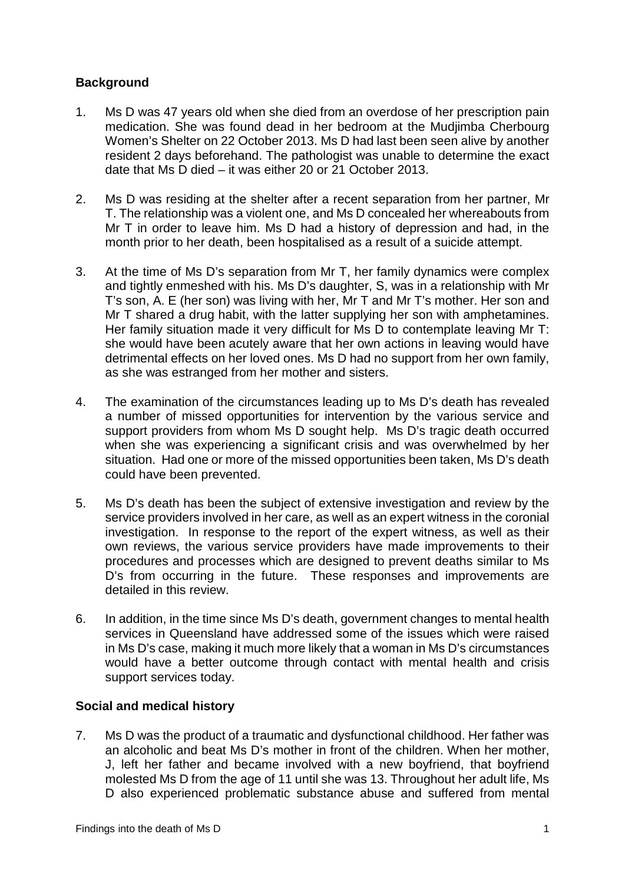## Background

1. Ms D was 47 years old when she died from an overdose of her prescription pain medication. She was found dead in her bedroom at the Mudjimba Cherbourg Women's Shelter on 22 October 2013. Ms D had last been seen alive by another resident 2 days beforehand. The pathologist was unable to determine the exact date that Ms D died – it was either 20 or 21 October 2013.

2. Ms D was residing at the shelter after a recent separation from her partner, Mr T. The relationship was a violent one, and Ms D concealed her whereabouts from Mr T in order to leave him. Ms D had a history of depression and had, in the month prior to her death, been hospitalised as a result of a suicide attempt.

3. At the time of Ms D's separation from Mr T, her family dynamics were complex and tightly enmeshed with his. Ms D's daughter, S, was in a relationship with Mr T's son, A. E (her son) was living with her, Mr T and Mr T's mother. Her son and Mr T shared a drug habit, with the latter supplying her son with amphetamines. Her family situation made it very difficult for Ms D to contemplate leaving Mr T: she would have been acutely aware that her own actions in leaving would have detrimental effects on her loved ones. Ms D had no support from her own family, as she was estranged from her mother and sisters.

4. The examination of the circumstances leading up to Ms D's death has revealed a number of missed opportunities for intervention by the various service and support providers from whom Ms D sought help. Ms D's tragic death occurred when she was experiencing a significant crisis and was overwhelmed by her situation. Had one or more of the missed opportunities been taken, Ms D's death could have been prevented.

5. Ms D's death has been the subject of extensive investigation and review by the service providers involved in her care, as well as an expert witness in the coronial investigation. In response to the report of the expert witness, as well as their own reviews, the various service providers have made improvements to their procedures and processes which are designed to prevent deaths similar to Ms D's from occurring in the future. These responses and improvements are detailed in this review.

6. In addition, in the time since Ms D's death, government changes to mental health services in Queensland have addressed some of the issues which were raised in Ms D's case, making it much more likely that a woman in Ms D's circumstances would have a better outcome through contact with mental health and crisis support services today.

## Social and medical history

7. Ms D was the product of a traumatic and dysfunctional childhood. Her father was an alcoholic and beat Ms D's mother in front of the children. When her mother, J, left her father and became involved with a new boyfriend, that boyfriend molested Ms D from the age of 11 until she was 13. Throughout her adult life, Ms D also experienced problematic substance abuse and suffered from mental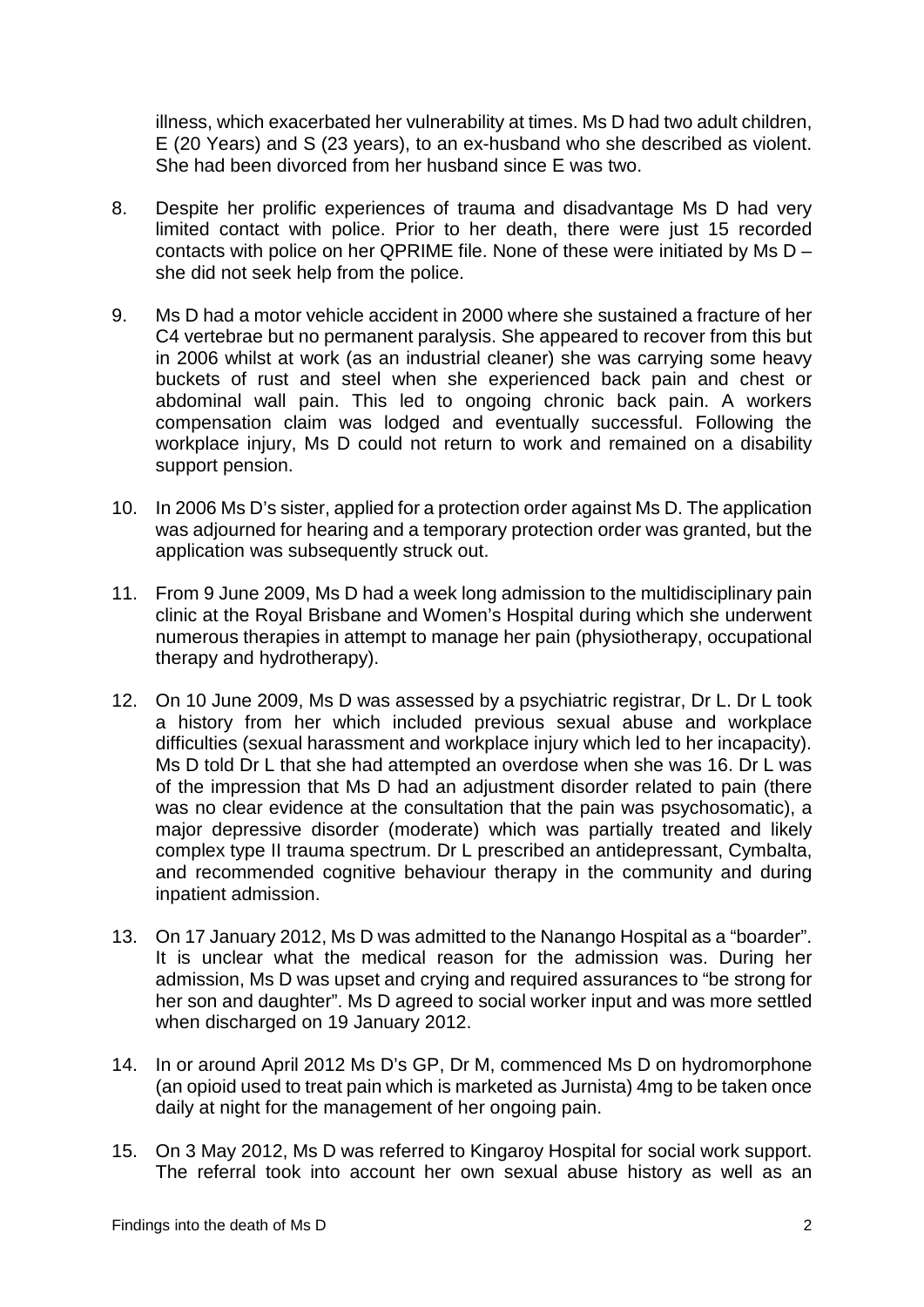illness, which exacerbated her vulnerability at times. Ms D had two adult children, E (20 Years) and S (23 years), to an ex-husband who she described as violent. She had been divorced from her husband since E was two.

8. Despite her prolific experiences of trauma and disadvantage Ms D had very limited contact with police. Prior to her death, there were just 15 recorded contacts with police on her QPRIME file. None of these were initiated by Ms D – she did not seek help from the police.

9. Ms D had a motor vehicle accident in 2000 where she sustained a fracture of her C4 vertebrae but no permanent paralysis. She appeared to recover from this but in 2006 whilst at work (as an industrial cleaner) she was carrying some heavy buckets of rust and steel when she experienced back pain and chest or abdominal wall pain. This led to ongoing chronic back pain. A workers compensation claim was lodged and eventually successful. Following the workplace injury, Ms D could not return to work and remained on a disability support pension.

10. In 2006 Ms D's sister, applied for a protection order against Ms D. The application was adjourned for hearing and a temporary protection order was granted, but the application was subsequently struck out.

11. From 9 June 2009, Ms D had a week long admission to the multidisciplinary pain clinic at the Royal Brisbane and Women's Hospital during which she underwent numerous therapies in attempt to manage her pain (physiotherapy, occupational therapy and hydrotherapy).

12. On 10 June 2009, Ms D was assessed by a psychiatric registrar, Dr L. Dr L took a history from her which included previous sexual abuse and workplace difficulties (sexual harassment and workplace injury which led to her incapacity). Ms D told Dr L that she had attempted an overdose when she was 16. Dr L was of the impression that Ms D had an adjustment disorder related to pain (there was no clear evidence at the consultation that the pain was psychosomatic), a major depressive disorder (moderate) which was partially treated and likely complex type II trauma spectrum. Dr L prescribed an antidepressant, Cymbalta, and recommended cognitive behaviour therapy in the community and during inpatient admission.

13. On 17 January 2012, Ms D was admitted to the Nanango Hospital as a "boarder". It is unclear what the medical reason for the admission was. During her admission, Ms D was upset and crying and required assurances to "be strong for her son and daughter". Ms D agreed to social worker input and was more settled when discharged on 19 January 2012.

14. In or around April 2012 Ms D's GP, Dr M, commenced Ms D on hydromorphone (an opioid used to treat pain which is marketed as Jurnista) 4mg to be taken once daily at night for the management of her ongoing pain.

15. On 3 May 2012, Ms D was referred to Kingaroy Hospital for social work support. The referral took into account her own sexual abuse history as well as an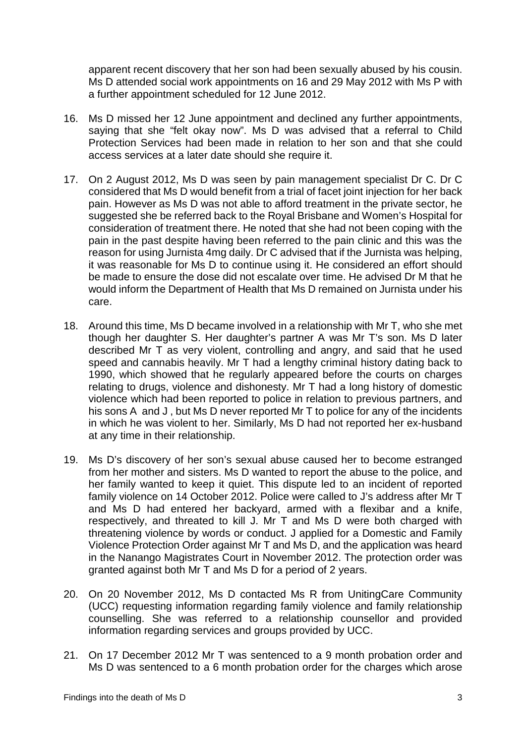apparent recent discovery that her son had been sexually abused by his cousin. Ms D attended social work appointments on 16 and 29 May 2012 with Ms P with a further appointment scheduled for 12 June 2012.

16. Ms D missed her 12 June appointment and declined any further appointments, saying that she "felt okay now". Ms D was advised that a referral to Child Protection Services had been made in relation to her son and that she could access services at a later date should she require it.

17. On 2 August 2012, Ms D was seen by pain management specialist Dr C. Dr C considered that Ms D would benefit from a trial of facet joint injection for her back pain. However as Ms D was not able to afford treatment in the private sector, he suggested she be referred back to the Royal Brisbane and Women's Hospital for consideration of treatment there. He noted that she had not been coping with the pain in the past despite having been referred to the pain clinic and this was the reason for using Jurnista 4mg daily. Dr C advised that if the Jurnista was helping, it was reasonable for Ms D to continue using it. He considered an effort should be made to ensure the dose did not escalate over time. He advised Dr M that he would inform the Department of Health that Ms D remained on Jurnista under his care.

18. Around this time, Ms D became involved in a relationship with Mr T, who she met though her daughter S. Her daughter's partner A was Mr T's son. Ms D later described Mr T as very violent, controlling and angry, and said that he used speed and cannabis heavily. Mr T had a lengthy criminal history dating back to 1990, which showed that he regularly appeared before the courts on charges relating to drugs, violence and dishonesty. Mr T had a long history of domestic violence which had been reported to police in relation to previous partners, and his sons A and J , but Ms D never reported Mr T to police for any of the incidents in which he was violent to her. Similarly, Ms D had not reported her ex-husband at any time in their relationship.

19. Ms D's discovery of her son's sexual abuse caused her to become estranged from her mother and sisters. Ms D wanted to report the abuse to the police, and her family wanted to keep it quiet. This dispute led to an incident of reported family violence on 14 October 2012. Police were called to J's address after Mr T and Ms D had entered her backyard, armed with a flexibar and a knife, respectively, and threated to kill J. Mr T and Ms D were both charged with threatening violence by words or conduct. J applied for a Domestic and Family Violence Protection Order against Mr T and Ms D, and the application was heard in the Nanango Magistrates Court in November 2012. The protection order was granted against both Mr T and Ms D for a period of 2 years.

20. On 20 November 2012, Ms D contacted Ms R from UnitingCare Community (UCC) requesting information regarding family violence and family relationship counselling. She was referred to a relationship counsellor and provided information regarding services and groups provided by UCC.

21. On 17 December 2012 Mr T was sentenced to a 9 month probation order and Ms D was sentenced to a 6 month probation order for the charges which arose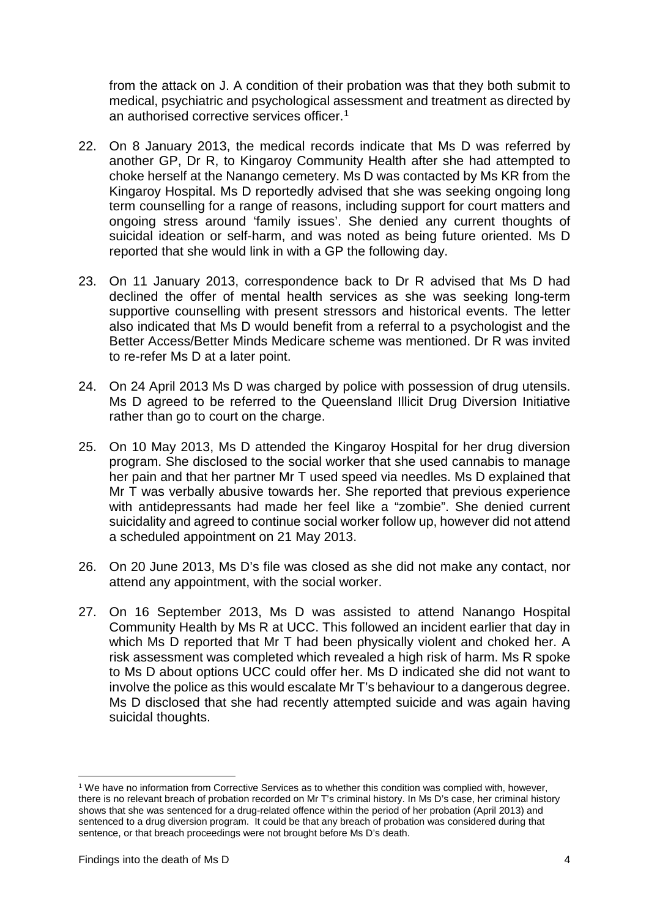from the attack on J. A condition of their probation was that they both submit to medical, psychiatric and psychological assessment and treatment as directed by an authorised corrective services officer.[1]

22. On 8 January 2013, the medical records indicate that Ms D was referred by another GP, Dr R, to Kingaroy Community Health after she had attempted to choke herself at the Nanango cemetery. Ms D was contacted by Ms KR from the Kingaroy Hospital. Ms D reportedly advised that she was seeking ongoing long term counselling for a range of reasons, including support for court matters and ongoing stress around 'family issues'. She denied any current thoughts of suicidal ideation or self-harm, and was noted as being future oriented. Ms D reported that she would link in with a GP the following day.

23. On 11 January 2013, correspondence back to Dr R advised that Ms D had declined the offer of mental health services as she was seeking long-term supportive counselling with present stressors and historical events. The letter also indicated that Ms D would benefit from a referral to a psychologist and the Better Access/Better Minds Medicare scheme was mentioned. Dr R was invited to re-refer Ms D at a later point.

24. On 24 April 2013 Ms D was charged by police with possession of drug utensils. Ms D agreed to be referred to the Queensland Illicit Drug Diversion Initiative rather than go to court on the charge.

25. On 10 May 2013, Ms D attended the Kingaroy Hospital for her drug diversion program. She disclosed to the social worker that she used cannabis to manage her pain and that her partner Mr T used speed via needles. Ms D explained that Mr T was verbally abusive towards her. She reported that previous experience with antidepressants had made her feel like a "zombie". She denied current suicidality and agreed to continue social worker follow up, however did not attend a scheduled appointment on 21 May 2013.

26. On 20 June 2013, Ms D's file was closed as she did not make any contact, nor attend any appointment, with the social worker.

27. On 16 September 2013, Ms D was assisted to attend Nanango Hospital Community Health by Ms R at UCC. This followed an incident earlier that day in which Ms D reported that Mr T had been physically violent and choked her. A risk assessment was completed which revealed a high risk of harm. Ms R spoke to Ms D about options UCC could offer her. Ms D indicated she did not want to involve the police as this would escalate Mr T's behaviour to a dangerous degree. Ms D disclosed that she had recently attempted suicide and was again having suicidal thoughts.

---

[1] We have no information from Corrective Services as to whether this condition was complied with, however, there is no relevant breach of probation recorded on Mr T's criminal history. In Ms D's case, her criminal history shows that she was sentenced for a drug-related offence within the period of her probation (April 2013) and sentenced to a drug diversion program. It could be that any breach of probation was considered during that sentence, or that breach proceedings were not brought before Ms D's death.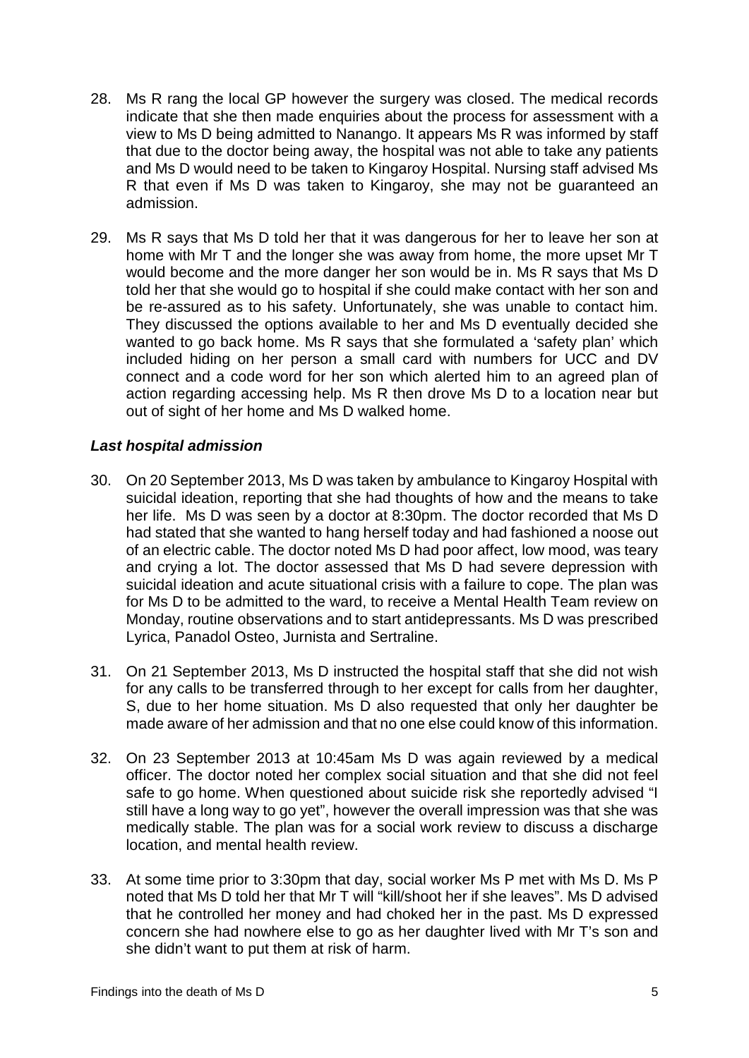28. Ms R rang the local GP however the surgery was closed. The medical records indicate that she then made enquiries about the process for assessment with a view to Ms D being admitted to Nanango. It appears Ms R was informed by staff that due to the doctor being away, the hospital was not able to take any patients and Ms D would need to be taken to Kingaroy Hospital. Nursing staff advised Ms R that even if Ms D was taken to Kingaroy, she may not be guaranteed an admission.

29. Ms R says that Ms D told her that it was dangerous for her to leave her son at home with Mr T and the longer she was away from home, the more upset Mr T would become and the more danger her son would be in. Ms R says that Ms D told her that she would go to hospital if she could make contact with her son and be re-assured as to his safety. Unfortunately, she was unable to contact him. They discussed the options available to her and Ms D eventually decided she wanted to go back home. Ms R says that she formulated a 'safety plan' which included hiding on her person a small card with numbers for UCC and DV connect and a code word for her son which alerted him to an agreed plan of action regarding accessing help. Ms R then drove Ms D to a location near but out of sight of her home and Ms D walked home.

### *Last hospital admission*

30. On 20 September 2013, Ms D was taken by ambulance to Kingaroy Hospital with suicidal ideation, reporting that she had thoughts of how and the means to take her life. Ms D was seen by a doctor at 8:30pm. The doctor recorded that Ms D had stated that she wanted to hang herself today and had fashioned a noose out of an electric cable. The doctor noted Ms D had poor affect, low mood, was teary and crying a lot. The doctor assessed that Ms D had severe depression with suicidal ideation and acute situational crisis with a failure to cope. The plan was for Ms D to be admitted to the ward, to receive a Mental Health Team review on Monday, routine observations and to start antidepressants. Ms D was prescribed Lyrica, Panadol Osteo, Jurnista and Sertraline.

31. On 21 September 2013, Ms D instructed the hospital staff that she did not wish for any calls to be transferred through to her except for calls from her daughter, S, due to her home situation. Ms D also requested that only her daughter be made aware of her admission and that no one else could know of this information.

32. On 23 September 2013 at 10:45am Ms D was again reviewed by a medical officer. The doctor noted her complex social situation and that she did not feel safe to go home. When questioned about suicide risk she reportedly advised "I still have a long way to go yet", however the overall impression was that she was medically stable. The plan was for a social work review to discuss a discharge location, and mental health review.

33. At some time prior to 3:30pm that day, social worker Ms P met with Ms D. Ms P noted that Ms D told her that Mr T will "kill/shoot her if she leaves". Ms D advised that he controlled her money and had choked her in the past. Ms D expressed concern she had nowhere else to go as her daughter lived with Mr T's son and she didn't want to put them at risk of harm.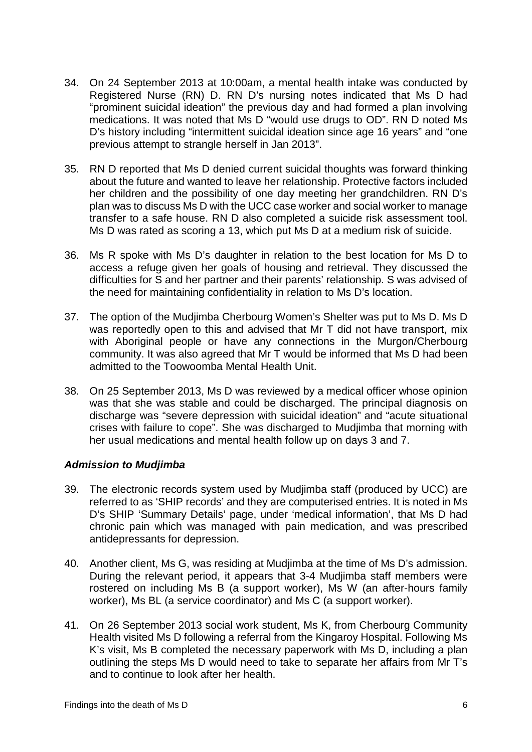34. On 24 September 2013 at 10:00am, a mental health intake was conducted by Registered Nurse (RN) D. RN D's nursing notes indicated that Ms D had "prominent suicidal ideation" the previous day and had formed a plan involving medications. It was noted that Ms D "would use drugs to OD". RN D noted Ms D's history including "intermittent suicidal ideation since age 16 years" and "one previous attempt to strangle herself in Jan 2013".

35. RN D reported that Ms D denied current suicidal thoughts was forward thinking about the future and wanted to leave her relationship. Protective factors included her children and the possibility of one day meeting her grandchildren. RN D's plan was to discuss Ms D with the UCC case worker and social worker to manage transfer to a safe house. RN D also completed a suicide risk assessment tool. Ms D was rated as scoring a 13, which put Ms D at a medium risk of suicide.

36. Ms R spoke with Ms D's daughter in relation to the best location for Ms D to access a refuge given her goals of housing and retrieval. They discussed the difficulties for S and her partner and their parents' relationship. S was advised of the need for maintaining confidentiality in relation to Ms D's location.

37. The option of the Mudjimba Cherbourg Women's Shelter was put to Ms D. Ms D was reportedly open to this and advised that Mr T did not have transport, mix with Aboriginal people or have any connections in the Murgon/Cherbourg community. It was also agreed that Mr T would be informed that Ms D had been admitted to the Toowoomba Mental Health Unit.

38. On 25 September 2013, Ms D was reviewed by a medical officer whose opinion was that she was stable and could be discharged. The principal diagnosis on discharge was "severe depression with suicidal ideation" and "acute situational crises with failure to cope". She was discharged to Mudjimba that morning with her usual medications and mental health follow up on days 3 and 7.

### *Admission to Mudjimba*

39. The electronic records system used by Mudjimba staff (produced by UCC) are referred to as 'SHIP records' and they are computerised entries. It is noted in Ms D's SHIP 'Summary Details' page, under 'medical information', that Ms D had chronic pain which was managed with pain medication, and was prescribed antidepressants for depression.

40. Another client, Ms G, was residing at Mudjimba at the time of Ms D's admission. During the relevant period, it appears that 3-4 Mudjimba staff members were rostered on including Ms B (a support worker), Ms W (an after-hours family worker), Ms BL (a service coordinator) and Ms C (a support worker).

41. On 26 September 2013 social work student, Ms K, from Cherbourg Community Health visited Ms D following a referral from the Kingaroy Hospital. Following Ms K's visit, Ms B completed the necessary paperwork with Ms D, including a plan outlining the steps Ms D would need to take to separate her affairs from Mr T's and to continue to look after her health.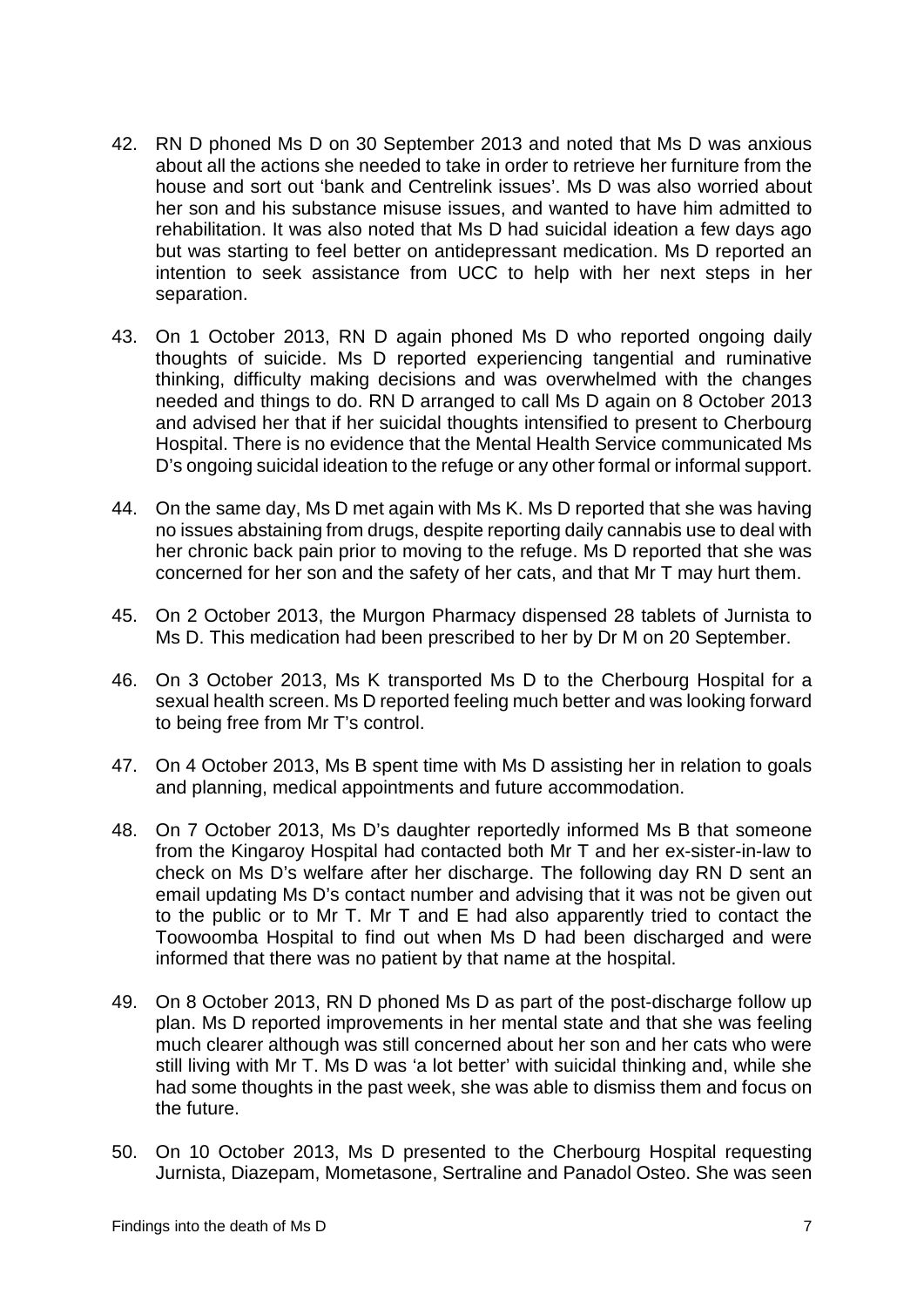42. RN D phoned Ms D on 30 September 2013 and noted that Ms D was anxious about all the actions she needed to take in order to retrieve her furniture from the house and sort out 'bank and Centrelink issues'. Ms D was also worried about her son and his substance misuse issues, and wanted to have him admitted to rehabilitation. It was also noted that Ms D had suicidal ideation a few days ago but was starting to feel better on antidepressant medication. Ms D reported an intention to seek assistance from UCC to help with her next steps in her separation.

43. On 1 October 2013, RN D again phoned Ms D who reported ongoing daily thoughts of suicide. Ms D reported experiencing tangential and ruminative thinking, difficulty making decisions and was overwhelmed with the changes needed and things to do. RN D arranged to call Ms D again on 8 October 2013 and advised her that if her suicidal thoughts intensified to present to Cherbourg Hospital. There is no evidence that the Mental Health Service communicated Ms D's ongoing suicidal ideation to the refuge or any other formal or informal support.

44. On the same day, Ms D met again with Ms K. Ms D reported that she was having no issues abstaining from drugs, despite reporting daily cannabis use to deal with her chronic back pain prior to moving to the refuge. Ms D reported that she was concerned for her son and the safety of her cats, and that Mr T may hurt them.

45. On 2 October 2013, the Murgon Pharmacy dispensed 28 tablets of Jurnista to Ms D. This medication had been prescribed to her by Dr M on 20 September.

46. On 3 October 2013, Ms K transported Ms D to the Cherbourg Hospital for a sexual health screen. Ms D reported feeling much better and was looking forward to being free from Mr T's control.

47. On 4 October 2013, Ms B spent time with Ms D assisting her in relation to goals and planning, medical appointments and future accommodation.

48. On 7 October 2013, Ms D's daughter reportedly informed Ms B that someone from the Kingaroy Hospital had contacted both Mr T and her ex-sister-in-law to check on Ms D's welfare after her discharge. The following day RN D sent an email updating Ms D's contact number and advising that it was not be given out to the public or to Mr T. Mr T and E had also apparently tried to contact the Toowoomba Hospital to find out when Ms D had been discharged and were informed that there was no patient by that name at the hospital.

49. On 8 October 2013, RN D phoned Ms D as part of the post-discharge follow up plan. Ms D reported improvements in her mental state and that she was feeling much clearer although was still concerned about her son and her cats who were still living with Mr T. Ms D was 'a lot better' with suicidal thinking and, while she had some thoughts in the past week, she was able to dismiss them and focus on the future.

50. On 10 October 2013, Ms D presented to the Cherbourg Hospital requesting Jurnista, Diazepam, Mometasone, Sertraline and Panadol Osteo. She was seen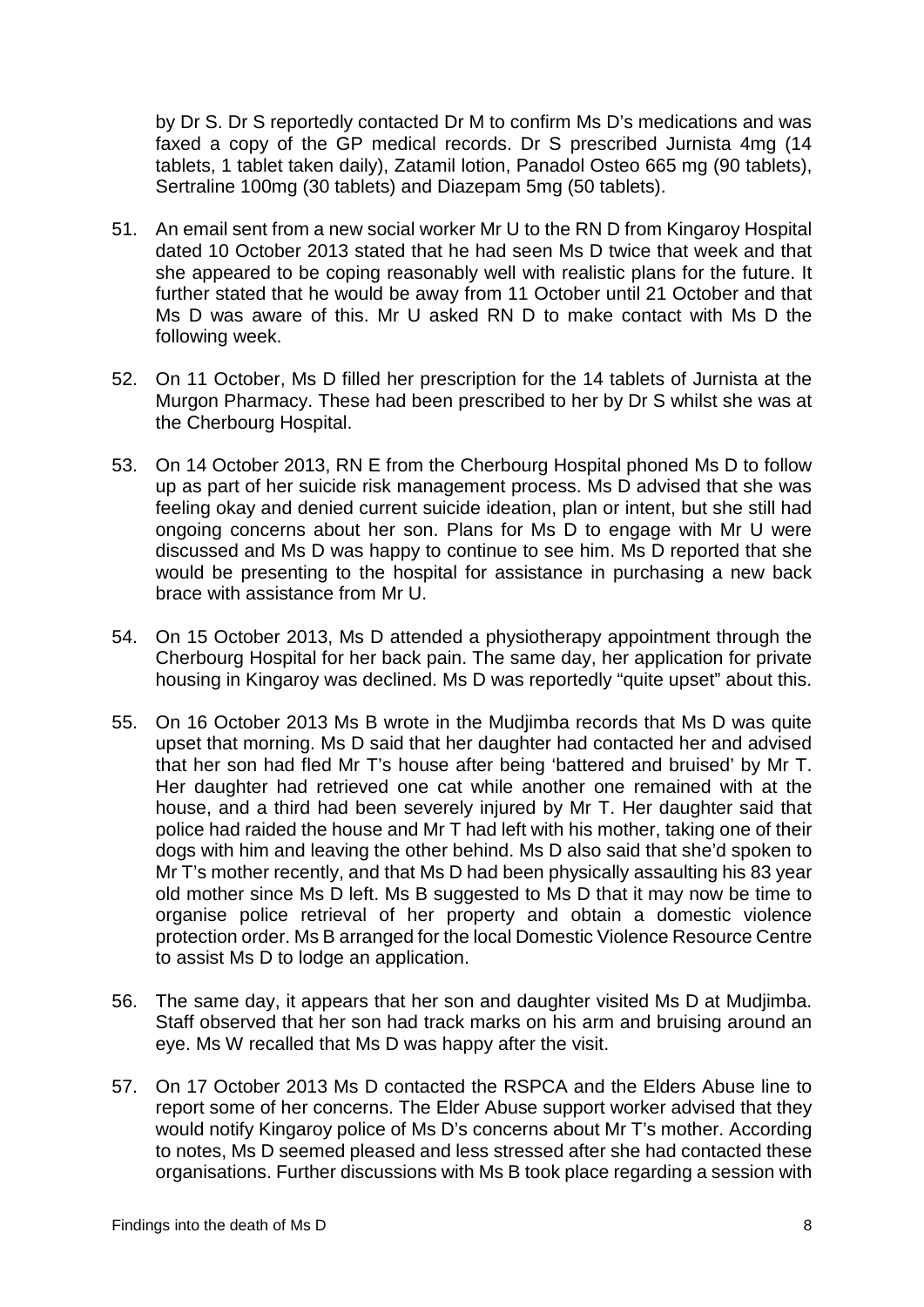by Dr S. Dr S reportedly contacted Dr M to confirm Ms D's medications and was faxed a copy of the GP medical records. Dr S prescribed Jurnista 4mg (14 tablets, 1 tablet taken daily), Zatamil lotion, Panadol Osteo 665 mg (90 tablets), Sertraline 100mg (30 tablets) and Diazepam 5mg (50 tablets).

51. An email sent from a new social worker Mr U to the RN D from Kingaroy Hospital dated 10 October 2013 stated that he had seen Ms D twice that week and that she appeared to be coping reasonably well with realistic plans for the future. It further stated that he would be away from 11 October until 21 October and that Ms D was aware of this. Mr U asked RN D to make contact with Ms D the following week.

52. On 11 October, Ms D filled her prescription for the 14 tablets of Jurnista at the Murgon Pharmacy. These had been prescribed to her by Dr S whilst she was at the Cherbourg Hospital.

53. On 14 October 2013, RN E from the Cherbourg Hospital phoned Ms D to follow up as part of her suicide risk management process. Ms D advised that she was feeling okay and denied current suicide ideation, plan or intent, but she still had ongoing concerns about her son. Plans for Ms D to engage with Mr U were discussed and Ms D was happy to continue to see him. Ms D reported that she would be presenting to the hospital for assistance in purchasing a new back brace with assistance from Mr U.

54. On 15 October 2013, Ms D attended a physiotherapy appointment through the Cherbourg Hospital for her back pain. The same day, her application for private housing in Kingaroy was declined. Ms D was reportedly "quite upset" about this.

55. On 16 October 2013 Ms B wrote in the Mudjimba records that Ms D was quite upset that morning. Ms D said that her daughter had contacted her and advised that her son had fled Mr T's house after being 'battered and bruised' by Mr T. Her daughter had retrieved one cat while another one remained with at the house, and a third had been severely injured by Mr T. Her daughter said that police had raided the house and Mr T had left with his mother, taking one of their dogs with him and leaving the other behind. Ms D also said that she'd spoken to Mr T's mother recently, and that Ms D had been physically assaulting his 83 year old mother since Ms D left. Ms B suggested to Ms D that it may now be time to organise police retrieval of her property and obtain a domestic violence protection order. Ms B arranged for the local Domestic Violence Resource Centre to assist Ms D to lodge an application.

56. The same day, it appears that her son and daughter visited Ms D at Mudjimba. Staff observed that her son had track marks on his arm and bruising around an eye. Ms W recalled that Ms D was happy after the visit.

57. On 17 October 2013 Ms D contacted the RSPCA and the Elders Abuse line to report some of her concerns. The Elder Abuse support worker advised that they would notify Kingaroy police of Ms D's concerns about Mr T's mother. According to notes, Ms D seemed pleased and less stressed after she had contacted these organisations. Further discussions with Ms B took place regarding a session with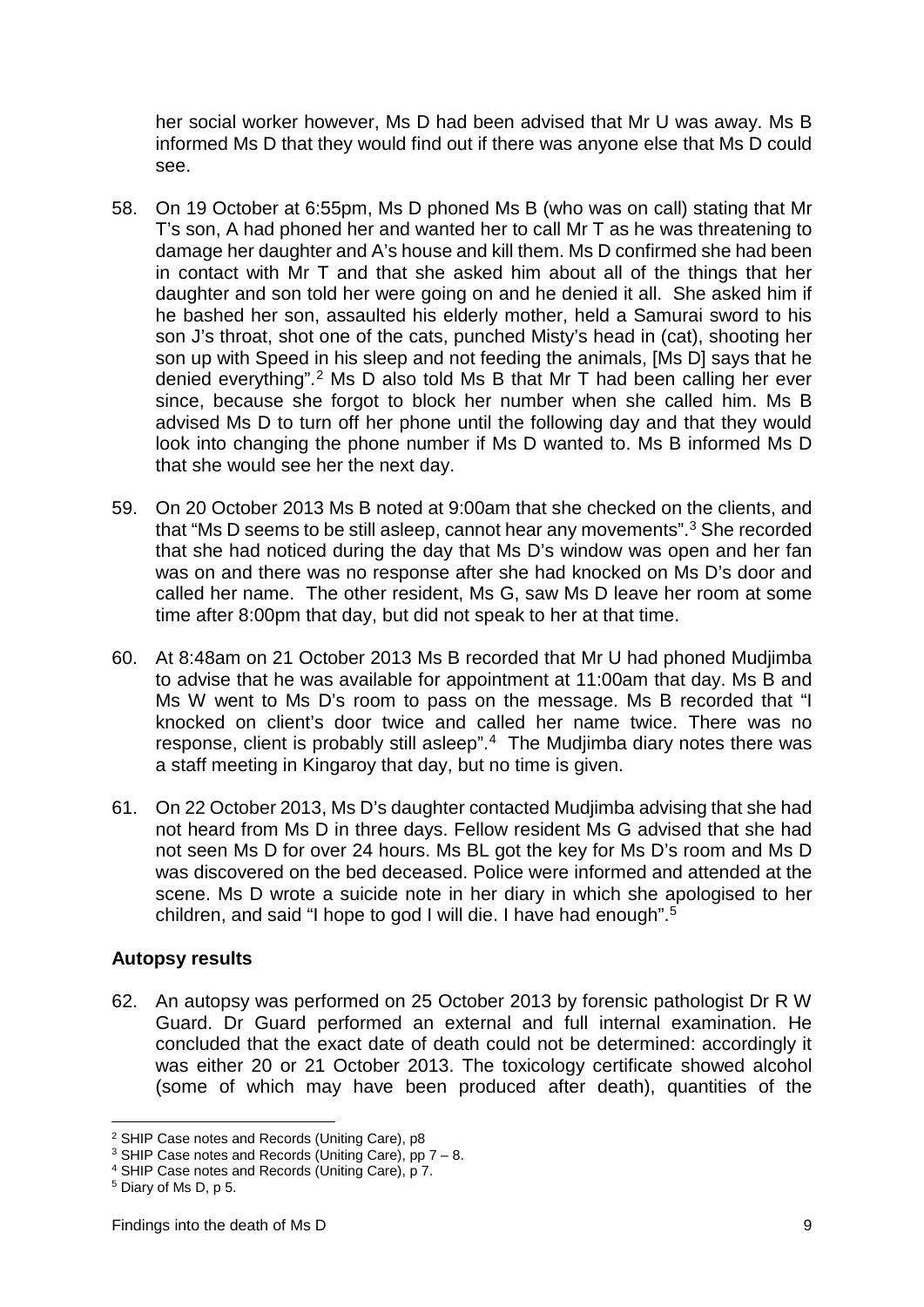her social worker however, Ms D had been advised that Mr U was away. Ms B informed Ms D that they would find out if there was anyone else that Ms D could see.

58. On 19 October at 6:55pm, Ms D phoned Ms B (who was on call) stating that Mr T's son, A had phoned her and wanted her to call Mr T as he was threatening to damage her daughter and A's house and kill them. Ms D confirmed she had been in contact with Mr T and that she asked him about all of the things that her daughter and son told her were going on and he denied it all. She asked him if he bashed her son, assaulted his elderly mother, held a Samurai sword to his son J's throat, shot one of the cats, punched Misty's head in (cat), shooting her son up with Speed in his sleep and not feeding the animals, [Ms D] says that he denied everything".[2] Ms D also told Ms B that Mr T had been calling her ever since, because she forgot to block her number when she called him. Ms B advised Ms D to turn off her phone until the following day and that they would look into changing the phone number if Ms D wanted to. Ms B informed Ms D that she would see her the next day.

59. On 20 October 2013 Ms B noted at 9:00am that she checked on the clients, and that "Ms D seems to be still asleep, cannot hear any movements".[3] She recorded that she had noticed during the day that Ms D's window was open and her fan was on and there was no response after she had knocked on Ms D's door and called her name. The other resident, Ms G, saw Ms D leave her room at some time after 8:00pm that day, but did not speak to her at that time.

60. At 8:48am on 21 October 2013 Ms B recorded that Mr U had phoned Mudjimba to advise that he was available for appointment at 11:00am that day. Ms B and Ms W went to Ms D's room to pass on the message. Ms B recorded that "I knocked on client's door twice and called her name twice. There was no response, client is probably still asleep".[4] The Mudjimba diary notes there was a staff meeting in Kingaroy that day, but no time is given.

61. On 22 October 2013, Ms D's daughter contacted Mudjimba advising that she had not heard from Ms D in three days. Fellow resident Ms G advised that she had not seen Ms D for over 24 hours. Ms BL got the key for Ms D's room and Ms D was discovered on the bed deceased. Police were informed and attended at the scene. Ms D wrote a suicide note in her diary in which she apologised to her children, and said "I hope to god I will die. I have had enough".[5]

### Autopsy results

62. An autopsy was performed on 25 October 2013 by forensic pathologist Dr R W Guard. Dr Guard performed an external and full internal examination. He concluded that the exact date of death could not be determined: accordingly it was either 20 or 21 October 2013. The toxicology certificate showed alcohol (some of which may have been produced after death), quantities of the

---

[2] SHIP Case notes and Records (Uniting Care), p8

[3] SHIP Case notes and Records (Uniting Care), pp 7 – 8.

[4] SHIP Case notes and Records (Uniting Care), p 7.

[5] Diary of Ms D, p 5.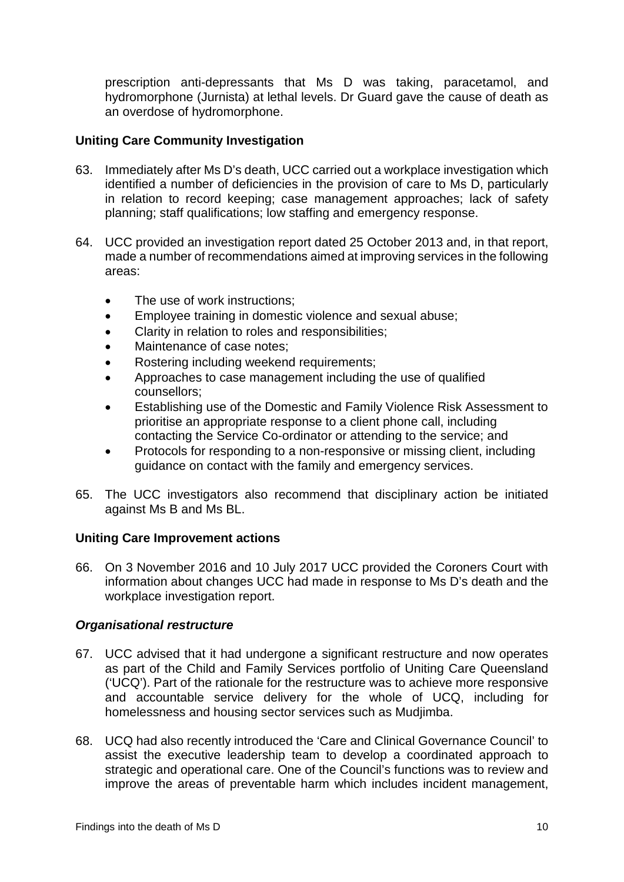prescription anti-depressants that Ms D was taking, paracetamol, and hydromorphone (Jurnista) at lethal levels. Dr Guard gave the cause of death as an overdose of hydromorphone.

### Uniting Care Community Investigation

63. Immediately after Ms D's death, UCC carried out a workplace investigation which identified a number of deficiencies in the provision of care to Ms D, particularly in relation to record keeping; case management approaches; lack of safety planning; staff qualifications; low staffing and emergency response.

64. UCC provided an investigation report dated 25 October 2013 and, in that report, made a number of recommendations aimed at improving services in the following areas:

    - The use of work instructions;
    - Employee training in domestic violence and sexual abuse;
    - Clarity in relation to roles and responsibilities;
    - Maintenance of case notes;
    - Rostering including weekend requirements;
    - Approaches to case management including the use of qualified counsellors;
    - Establishing use of the Domestic and Family Violence Risk Assessment to prioritise an appropriate response to a client phone call, including contacting the Service Co-ordinator or attending to the service; and
    - Protocols for responding to a non-responsive or missing client, including guidance on contact with the family and emergency services.

65. The UCC investigators also recommend that disciplinary action be initiated against Ms B and Ms BL.

### Uniting Care Improvement actions

66. On 3 November 2016 and 10 July 2017 UCC provided the Coroners Court with information about changes UCC had made in response to Ms D's death and the workplace investigation report.

#### *Organisational restructure*

67. UCC advised that it had undergone a significant restructure and now operates as part of the Child and Family Services portfolio of Uniting Care Queensland ('UCQ'). Part of the rationale for the restructure was to achieve more responsive and accountable service delivery for the whole of UCQ, including for homelessness and housing sector services such as Mudjimba.

68. UCQ had also recently introduced the 'Care and Clinical Governance Council' to assist the executive leadership team to develop a coordinated approach to strategic and operational care. One of the Council's functions was to review and improve the areas of preventable harm which includes incident management,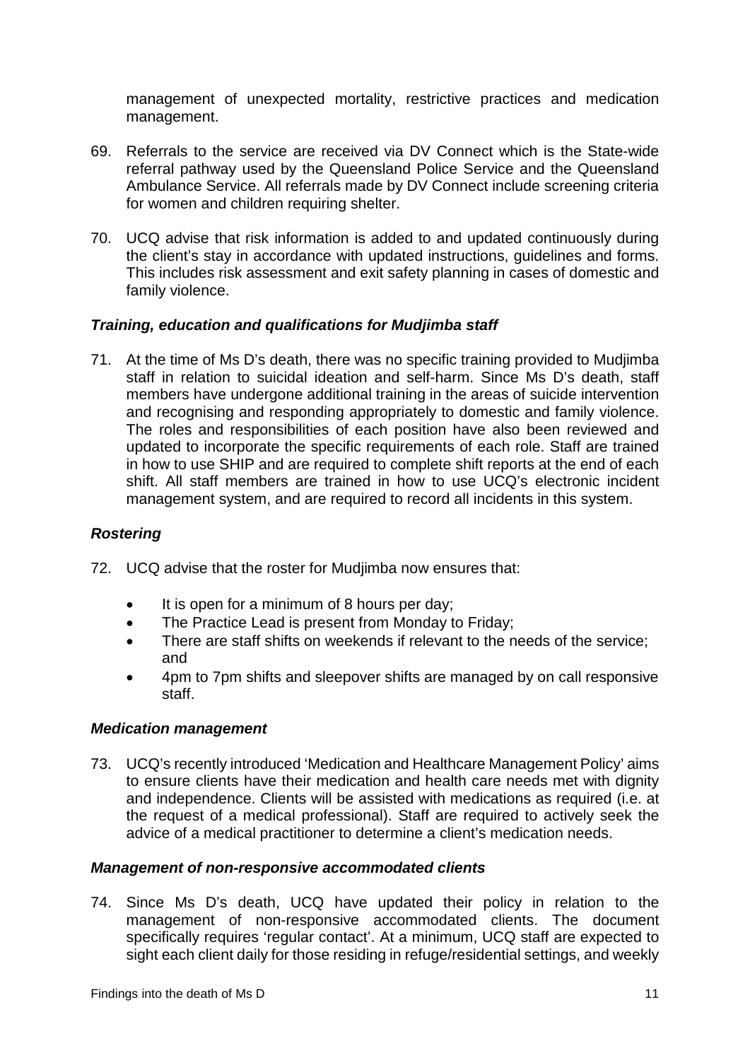management of unexpected mortality, restrictive practices and medication management.

69. Referrals to the service are received via DV Connect which is the State-wide referral pathway used by the Queensland Police Service and the Queensland Ambulance Service. All referrals made by DV Connect include screening criteria for women and children requiring shelter.

70. UCQ advise that risk information is added to and updated continuously during the client's stay in accordance with updated instructions, guidelines and forms. This includes risk assessment and exit safety planning in cases of domestic and family violence.

### *Training, education and qualifications for Mudjimba staff*

71. At the time of Ms D's death, there was no specific training provided to Mudjimba staff in relation to suicidal ideation and self-harm. Since Ms D's death, staff members have undergone additional training in the areas of suicide intervention and recognising and responding appropriately to domestic and family violence. The roles and responsibilities of each position have also been reviewed and updated to incorporate the specific requirements of each role. Staff are trained in how to use SHIP and are required to complete shift reports at the end of each shift. All staff members are trained in how to use UCQ's electronic incident management system, and are required to record all incidents in this system.

### *Rostering*

72. UCQ advise that the roster for Mudjimba now ensures that:

    - It is open for a minimum of 8 hours per day;
    - The Practice Lead is present from Monday to Friday;
    - There are staff shifts on weekends if relevant to the needs of the service; and
    - 4pm to 7pm shifts and sleepover shifts are managed by on call responsive staff.

### *Medication management*

73. UCQ's recently introduced 'Medication and Healthcare Management Policy' aims to ensure clients have their medication and health care needs met with dignity and independence. Clients will be assisted with medications as required (i.e. at the request of a medical professional). Staff are required to actively seek the advice of a medical practitioner to determine a client's medication needs.

### *Management of non-responsive accommodated clients*

74. Since Ms D's death, UCQ have updated their policy in relation to the management of non-responsive accommodated clients. The document specifically requires 'regular contact'. At a minimum, UCQ staff are expected to sight each client daily for those residing in refuge/residential settings, and weekly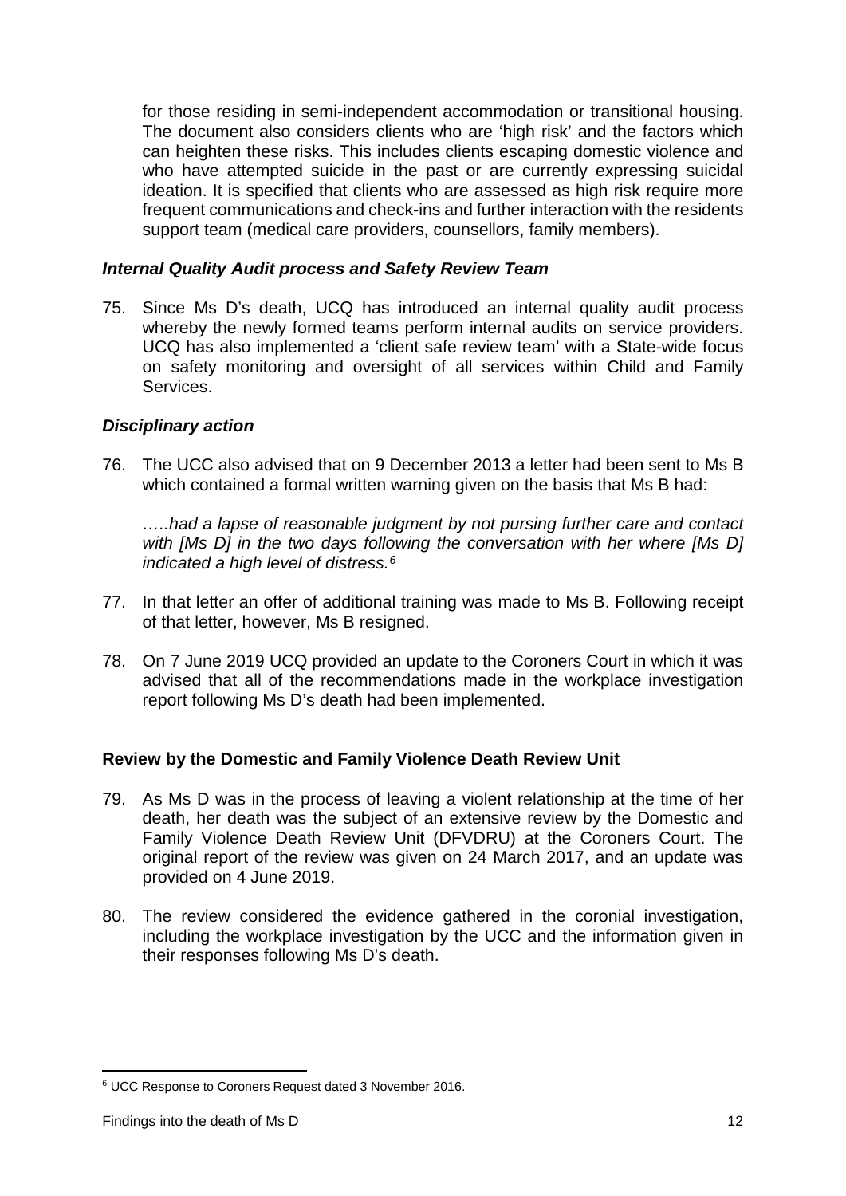for those residing in semi-independent accommodation or transitional housing. The document also considers clients who are 'high risk' and the factors which can heighten these risks. This includes clients escaping domestic violence and who have attempted suicide in the past or are currently expressing suicidal ideation. It is specified that clients who are assessed as high risk require more frequent communications and check-ins and further interaction with the residents support team (medical care providers, counsellors, family members).

### *Internal Quality Audit process and Safety Review Team*

75. Since Ms D's death, UCQ has introduced an internal quality audit process whereby the newly formed teams perform internal audits on service providers. UCQ has also implemented a 'client safe review team' with a State-wide focus on safety monitoring and oversight of all services within Child and Family Services.

### *Disciplinary action*

76. The UCC also advised that on 9 December 2013 a letter had been sent to Ms B which contained a formal written warning given on the basis that Ms B had:

    *…..had a lapse of reasonable judgment by not pursing further care and contact with [Ms D] in the two days following the conversation with her where [Ms D] indicated a high level of distress.*[6]

77. In that letter an offer of additional training was made to Ms B. Following receipt of that letter, however, Ms B resigned.

78. On 7 June 2019 UCQ provided an update to the Coroners Court in which it was advised that all of the recommendations made in the workplace investigation report following Ms D's death had been implemented.

## Review by the Domestic and Family Violence Death Review Unit

79. As Ms D was in the process of leaving a violent relationship at the time of her death, her death was the subject of an extensive review by the Domestic and Family Violence Death Review Unit (DFVDRU) at the Coroners Court. The original report of the review was given on 24 March 2017, and an update was provided on 4 June 2019.

80. The review considered the evidence gathered in the coronial investigation, including the workplace investigation by the UCC and the information given in their responses following Ms D's death.

---

[6] UCC Response to Coroners Request dated 3 November 2016.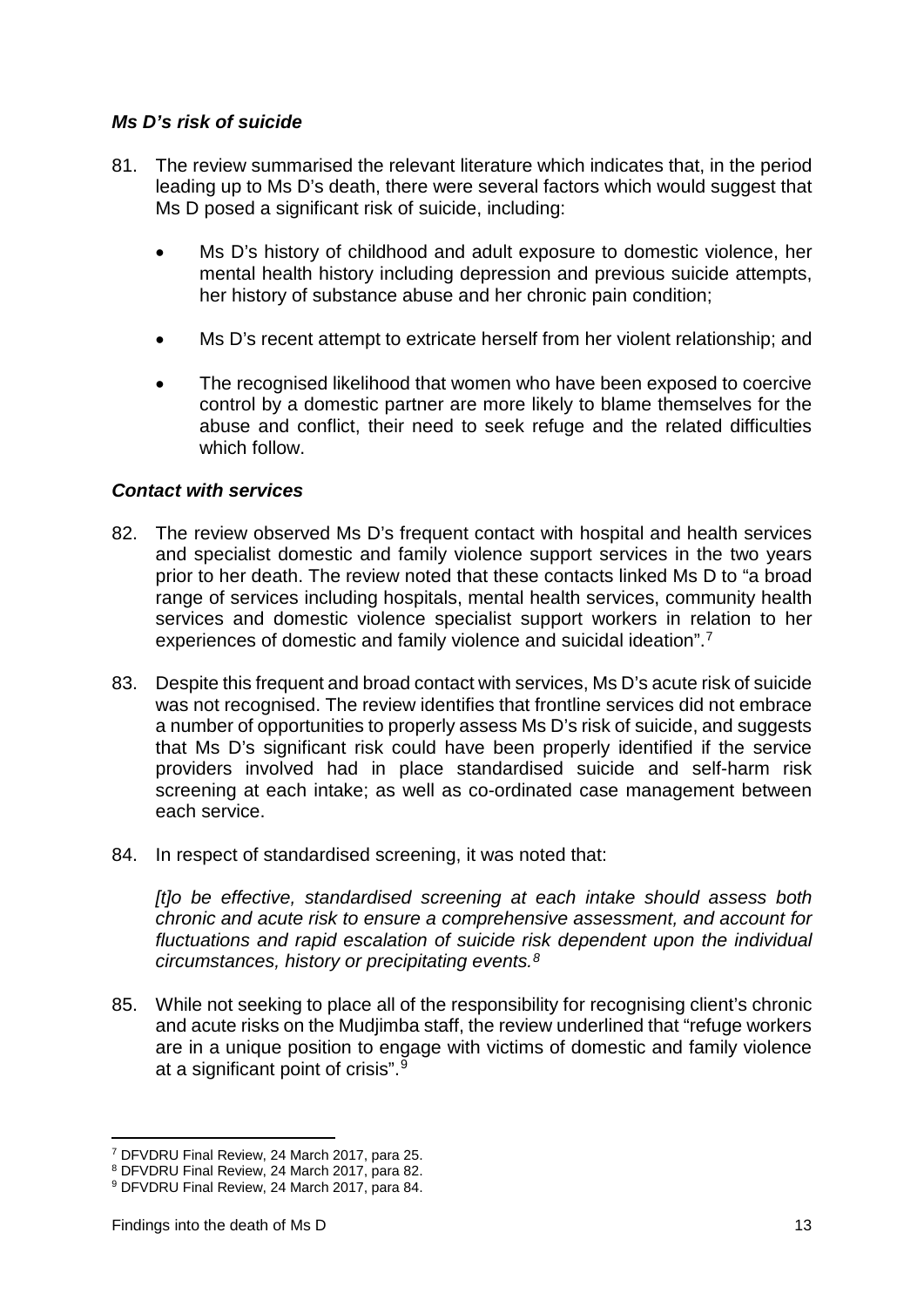### *Ms D's risk of suicide*

81. The review summarised the relevant literature which indicates that, in the period leading up to Ms D's death, there were several factors which would suggest that Ms D posed a significant risk of suicide, including:

    - Ms D's history of childhood and adult exposure to domestic violence, her mental health history including depression and previous suicide attempts, her history of substance abuse and her chronic pain condition;
    - Ms D's recent attempt to extricate herself from her violent relationship; and
    - The recognised likelihood that women who have been exposed to coercive control by a domestic partner are more likely to blame themselves for the abuse and conflict, their need to seek refuge and the related difficulties which follow.

### *Contact with services*

82. The review observed Ms D's frequent contact with hospital and health services and specialist domestic and family violence support services in the two years prior to her death. The review noted that these contacts linked Ms D to "a broad range of services including hospitals, mental health services, community health services and domestic violence specialist support workers in relation to her experiences of domestic and family violence and suicidal ideation".[7]

83. Despite this frequent and broad contact with services, Ms D's acute risk of suicide was not recognised. The review identifies that frontline services did not embrace a number of opportunities to properly assess Ms D's risk of suicide, and suggests that Ms D's significant risk could have been properly identified if the service providers involved had in place standardised suicide and self-harm risk screening at each intake; as well as co-ordinated case management between each service.

84. In respect of standardised screening, it was noted that:

    *[t]o be effective, standardised screening at each intake should assess both chronic and acute risk to ensure a comprehensive assessment, and account for fluctuations and rapid escalation of suicide risk dependent upon the individual circumstances, history or precipitating events.[8]*

85. While not seeking to place all of the responsibility for recognising client's chronic and acute risks on the Mudjimba staff, the review underlined that "refuge workers are in a unique position to engage with victims of domestic and family violence at a significant point of crisis".[9]

---

[7] DFVDRU Final Review, 24 March 2017, para 25.
[8] DFVDRU Final Review, 24 March 2017, para 82.
[9] DFVDRU Final Review, 24 March 2017, para 84.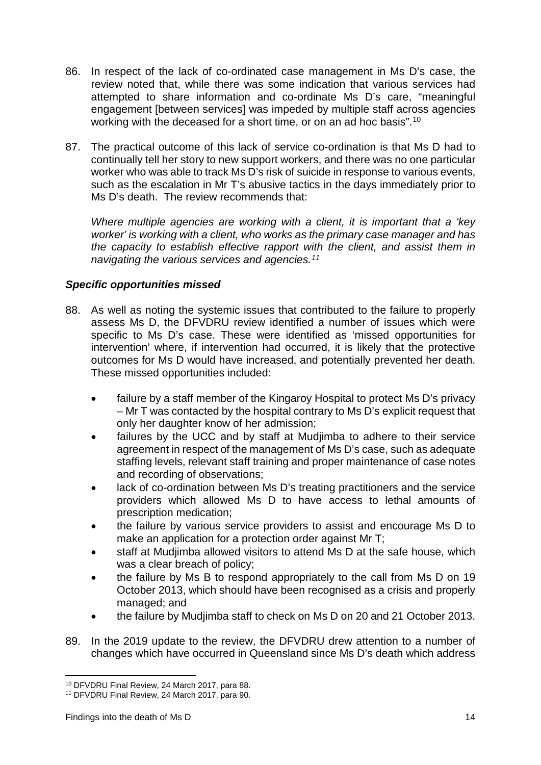86. In respect of the lack of co-ordinated case management in Ms D's case, the review noted that, while there was some indication that various services had attempted to share information and co-ordinate Ms D's care, "meaningful engagement [between services] was impeded by multiple staff across agencies working with the deceased for a short time, or on an ad hoc basis".[10]

87. The practical outcome of this lack of service co-ordination is that Ms D had to continually tell her story to new support workers, and there was no one particular worker who was able to track Ms D's risk of suicide in response to various events, such as the escalation in Mr T's abusive tactics in the days immediately prior to Ms D's death. The review recommends that:

    *Where multiple agencies are working with a client, it is important that a 'key worker' is working with a client, who works as the primary case manager and has the capacity to establish effective rapport with the client, and assist them in navigating the various services and agencies.[11]*

### *Specific opportunities missed*

88. As well as noting the systemic issues that contributed to the failure to properly assess Ms D, the DFVDRU review identified a number of issues which were specific to Ms D's case. These were identified as 'missed opportunities for intervention' where, if intervention had occurred, it is likely that the protective outcomes for Ms D would have increased, and potentially prevented her death. These missed opportunities included:

    - failure by a staff member of the Kingaroy Hospital to protect Ms D's privacy – Mr T was contacted by the hospital contrary to Ms D's explicit request that only her daughter know of her admission;
    - failures by the UCC and by staff at Mudjimba to adhere to their service agreement in respect of the management of Ms D's case, such as adequate staffing levels, relevant staff training and proper maintenance of case notes and recording of observations;
    - lack of co-ordination between Ms D's treating practitioners and the service providers which allowed Ms D to have access to lethal amounts of prescription medication;
    - the failure by various service providers to assist and encourage Ms D to make an application for a protection order against Mr T;
    - staff at Mudjimba allowed visitors to attend Ms D at the safe house, which was a clear breach of policy;
    - the failure by Ms B to respond appropriately to the call from Ms D on 19 October 2013, which should have been recognised as a crisis and properly managed; and
    - the failure by Mudjimba staff to check on Ms D on 20 and 21 October 2013.

89. In the 2019 update to the review, the DFVDRU drew attention to a number of changes which have occurred in Queensland since Ms D's death which address

---

[10] DFVDRU Final Review, 24 March 2017, para 88.

[11] DFVDRU Final Review, 24 March 2017, para 90.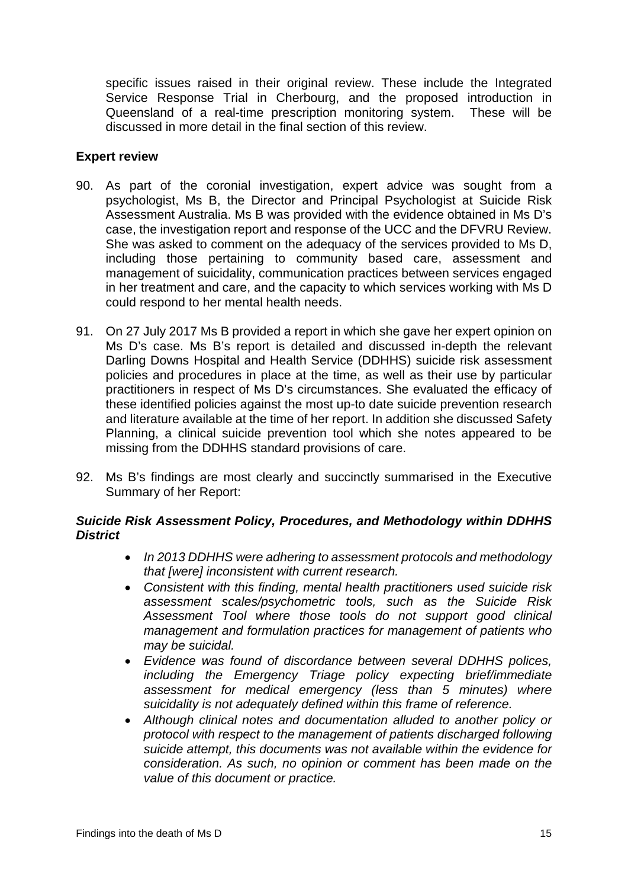specific issues raised in their original review. These include the Integrated Service Response Trial in Cherbourg, and the proposed introduction in Queensland of a real-time prescription monitoring system. These will be discussed in more detail in the final section of this review.

**Expert review**

90. As part of the coronial investigation, expert advice was sought from a psychologist, Ms B, the Director and Principal Psychologist at Suicide Risk Assessment Australia. Ms B was provided with the evidence obtained in Ms D's case, the investigation report and response of the UCC and the DFVRU Review. She was asked to comment on the adequacy of the services provided to Ms D, including those pertaining to community based care, assessment and management of suicidality, communication practices between services engaged in her treatment and care, and the capacity to which services working with Ms D could respond to her mental health needs.

91. On 27 July 2017 Ms B provided a report in which she gave her expert opinion on Ms D's case. Ms B's report is detailed and discussed in-depth the relevant Darling Downs Hospital and Health Service (DDHHS) suicide risk assessment policies and procedures in place at the time, as well as their use by particular practitioners in respect of Ms D's circumstances. She evaluated the efficacy of these identified policies against the most up-to date suicide prevention research and literature available at the time of her report. In addition she discussed Safety Planning, a clinical suicide prevention tool which she notes appeared to be missing from the DDHHS standard provisions of care.

92. Ms B's findings are most clearly and succinctly summarised in the Executive Summary of her Report:

***Suicide Risk Assessment Policy, Procedures, and Methodology within DDHHS District***

- *In 2013 DDHHS were adhering to assessment protocols and methodology that [were] inconsistent with current research.*
- *Consistent with this finding, mental health practitioners used suicide risk assessment scales/psychometric tools, such as the Suicide Risk Assessment Tool where those tools do not support good clinical management and formulation practices for management of patients who may be suicidal.*
- *Evidence was found of discordance between several DDHHS polices, including the Emergency Triage policy expecting brief/immediate assessment for medical emergency (less than 5 minutes) where suicidality is not adequately defined within this frame of reference.*
- *Although clinical notes and documentation alluded to another policy or protocol with respect to the management of patients discharged following suicide attempt, this documents was not available within the evidence for consideration. As such, no opinion or comment has been made on the value of this document or practice.*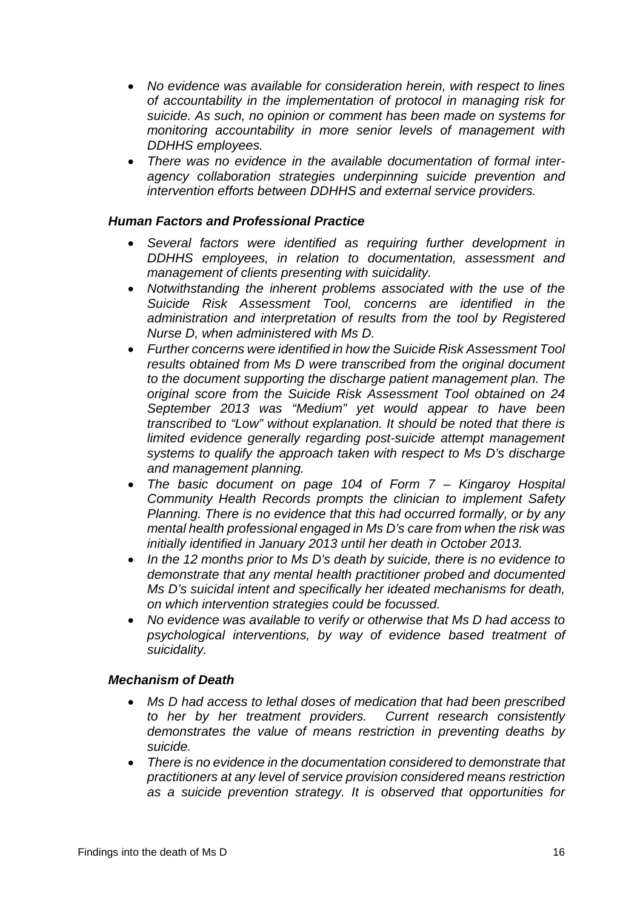- *No evidence was available for consideration herein, with respect to lines of accountability in the implementation of protocol in managing risk for suicide. As such, no opinion or comment has been made on systems for monitoring accountability in more senior levels of management with DDHHS employees.*
- *There was no evidence in the available documentation of formal inter-agency collaboration strategies underpinning suicide prevention and intervention efforts between DDHHS and external service providers.*

***Human Factors and Professional Practice***

- *Several factors were identified as requiring further development in DDHHS employees, in relation to documentation, assessment and management of clients presenting with suicidality.*
- *Notwithstanding the inherent problems associated with the use of the Suicide Risk Assessment Tool, concerns are identified in the administration and interpretation of results from the tool by Registered Nurse D, when administered with Ms D.*
- *Further concerns were identified in how the Suicide Risk Assessment Tool results obtained from Ms D were transcribed from the original document to the document supporting the discharge patient management plan. The original score from the Suicide Risk Assessment Tool obtained on 24 September 2013 was "Medium" yet would appear to have been transcribed to "Low" without explanation. It should be noted that there is limited evidence generally regarding post-suicide attempt management systems to qualify the approach taken with respect to Ms D's discharge and management planning.*
- *The basic document on page 104 of Form 7 – Kingaroy Hospital Community Health Records prompts the clinician to implement Safety Planning. There is no evidence that this had occurred formally, or by any mental health professional engaged in Ms D's care from when the risk was initially identified in January 2013 until her death in October 2013.*
- *In the 12 months prior to Ms D's death by suicide, there is no evidence to demonstrate that any mental health practitioner probed and documented Ms D's suicidal intent and specifically her ideated mechanisms for death, on which intervention strategies could be focussed.*
- *No evidence was available to verify or otherwise that Ms D had access to psychological interventions, by way of evidence based treatment of suicidality.*

***Mechanism of Death***

- *Ms D had access to lethal doses of medication that had been prescribed to her by her treatment providers. Current research consistently demonstrates the value of means restriction in preventing deaths by suicide.*
- *There is no evidence in the documentation considered to demonstrate that practitioners at any level of service provision considered means restriction as a suicide prevention strategy. It is observed that opportunities for*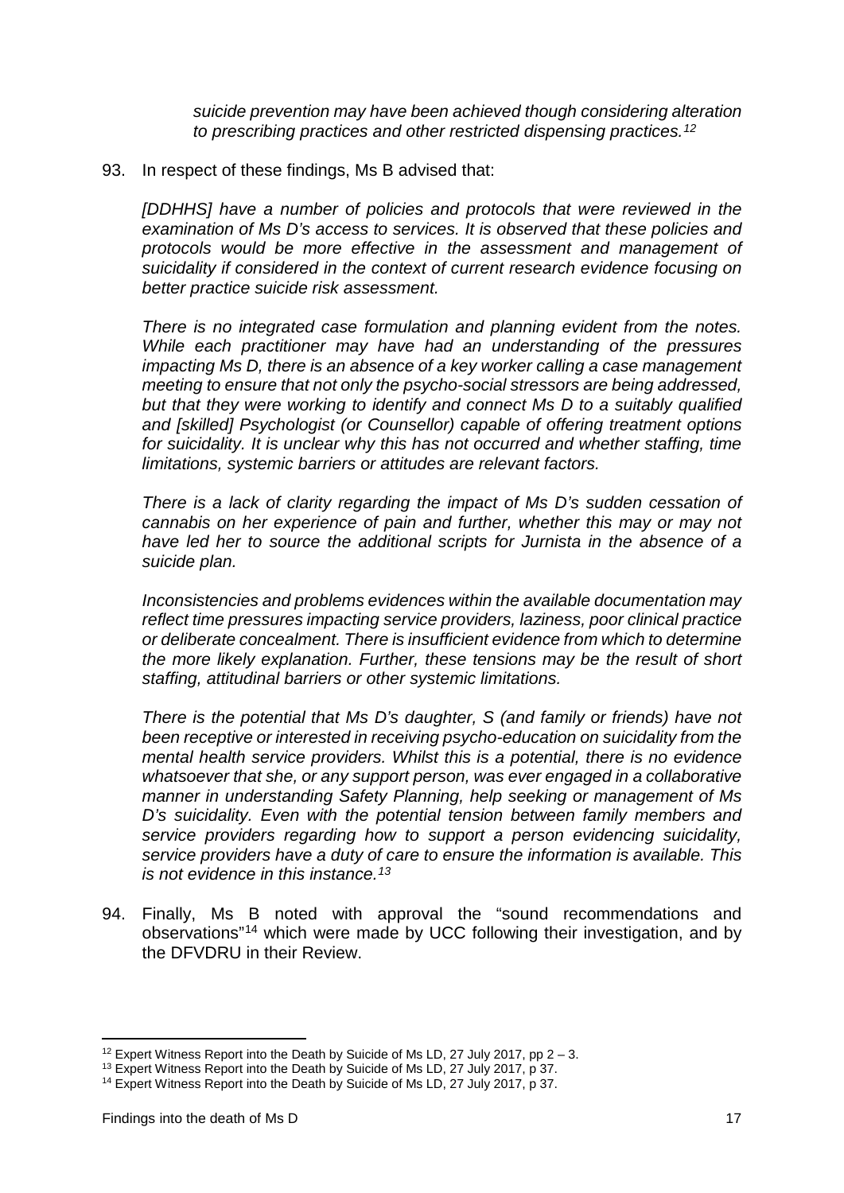> *suicide prevention may have been achieved though considering alteration to prescribing practices and other restricted dispensing practices.*[12]

93. In respect of these findings, Ms B advised that:

> *[DDHHS] have a number of policies and protocols that were reviewed in the examination of Ms D's access to services. It is observed that these policies and protocols would be more effective in the assessment and management of suicidality if considered in the context of current research evidence focusing on better practice suicide risk assessment.*
>
> *There is no integrated case formulation and planning evident from the notes. While each practitioner may have had an understanding of the pressures impacting Ms D, there is an absence of a key worker calling a case management meeting to ensure that not only the psycho-social stressors are being addressed, but that they were working to identify and connect Ms D to a suitably qualified and [skilled] Psychologist (or Counsellor) capable of offering treatment options for suicidality. It is unclear why this has not occurred and whether staffing, time limitations, systemic barriers or attitudes are relevant factors.*
>
> *There is a lack of clarity regarding the impact of Ms D's sudden cessation of cannabis on her experience of pain and further, whether this may or may not have led her to source the additional scripts for Jurnista in the absence of a suicide plan.*
>
> *Inconsistencies and problems evidences within the available documentation may reflect time pressures impacting service providers, laziness, poor clinical practice or deliberate concealment. There is insufficient evidence from which to determine the more likely explanation. Further, these tensions may be the result of short staffing, attitudinal barriers or other systemic limitations.*
>
> *There is the potential that Ms D's daughter, S (and family or friends) have not been receptive or interested in receiving psycho-education on suicidality from the mental health service providers. Whilst this is a potential, there is no evidence whatsoever that she, or any support person, was ever engaged in a collaborative manner in understanding Safety Planning, help seeking or management of Ms D's suicidality. Even with the potential tension between family members and service providers regarding how to support a person evidencing suicidality, service providers have a duty of care to ensure the information is available. This is not evidence in this instance.*[13]

94. Finally, Ms B noted with approval the "sound recommendations and observations"[14] which were made by UCC following their investigation, and by the DFVDRU in their Review.

---

[12] Expert Witness Report into the Death by Suicide of Ms LD, 27 July 2017, pp 2 – 3.

[13] Expert Witness Report into the Death by Suicide of Ms LD, 27 July 2017, p 37.

[14] Expert Witness Report into the Death by Suicide of Ms LD, 27 July 2017, p 37.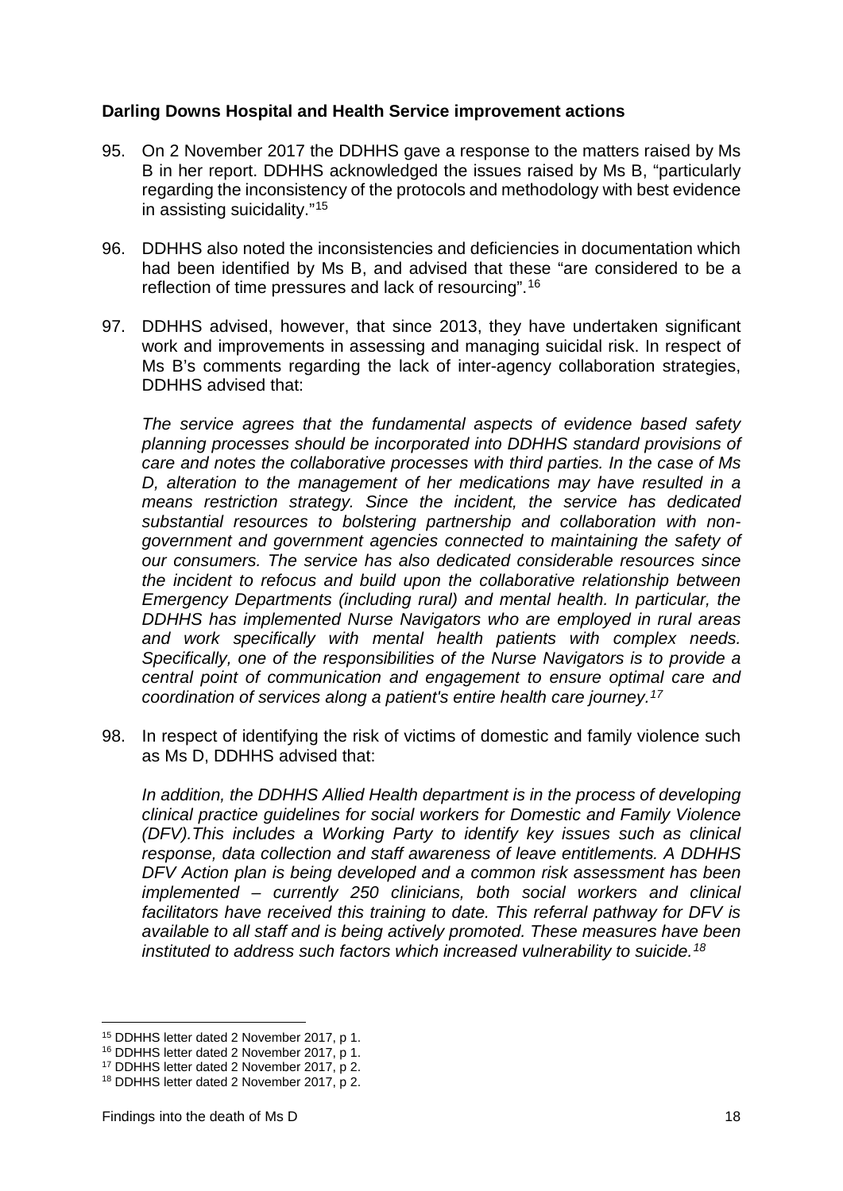**Darling Downs Hospital and Health Service improvement actions**

95. On 2 November 2017 the DDHHS gave a response to the matters raised by Ms B in her report. DDHHS acknowledged the issues raised by Ms B, "particularly regarding the inconsistency of the protocols and methodology with best evidence in assisting suicidality."[15]

96. DDHHS also noted the inconsistencies and deficiencies in documentation which had been identified by Ms B, and advised that these "are considered to be a reflection of time pressures and lack of resourcing".[16]

97. DDHHS advised, however, that since 2013, they have undertaken significant work and improvements in assessing and managing suicidal risk. In respect of Ms B's comments regarding the lack of inter-agency collaboration strategies, DDHHS advised that:

    *The service agrees that the fundamental aspects of evidence based safety planning processes should be incorporated into DDHHS standard provisions of care and notes the collaborative processes with third parties. In the case of Ms D, alteration to the management of her medications may have resulted in a means restriction strategy. Since the incident, the service has dedicated substantial resources to bolstering partnership and collaboration with non-government and government agencies connected to maintaining the safety of our consumers. The service has also dedicated considerable resources since the incident to refocus and build upon the collaborative relationship between Emergency Departments (including rural) and mental health. In particular, the DDHHS has implemented Nurse Navigators who are employed in rural areas and work specifically with mental health patients with complex needs. Specifically, one of the responsibilities of the Nurse Navigators is to provide a central point of communication and engagement to ensure optimal care and coordination of services along a patient's entire health care journey.*[17]

98. In respect of identifying the risk of victims of domestic and family violence such as Ms D, DDHHS advised that:

    *In addition, the DDHHS Allied Health department is in the process of developing clinical practice guidelines for social workers for Domestic and Family Violence (DFV).This includes a Working Party to identify key issues such as clinical response, data collection and staff awareness of leave entitlements. A DDHHS DFV Action plan is being developed and a common risk assessment has been implemented – currently 250 clinicians, both social workers and clinical facilitators have received this training to date. This referral pathway for DFV is available to all staff and is being actively promoted. These measures have been instituted to address such factors which increased vulnerability to suicide.*[18]

---

[15] DDHHS letter dated 2 November 2017, p 1.
[16] DDHHS letter dated 2 November 2017, p 1.
[17] DDHHS letter dated 2 November 2017, p 2.
[18] DDHHS letter dated 2 November 2017, p 2.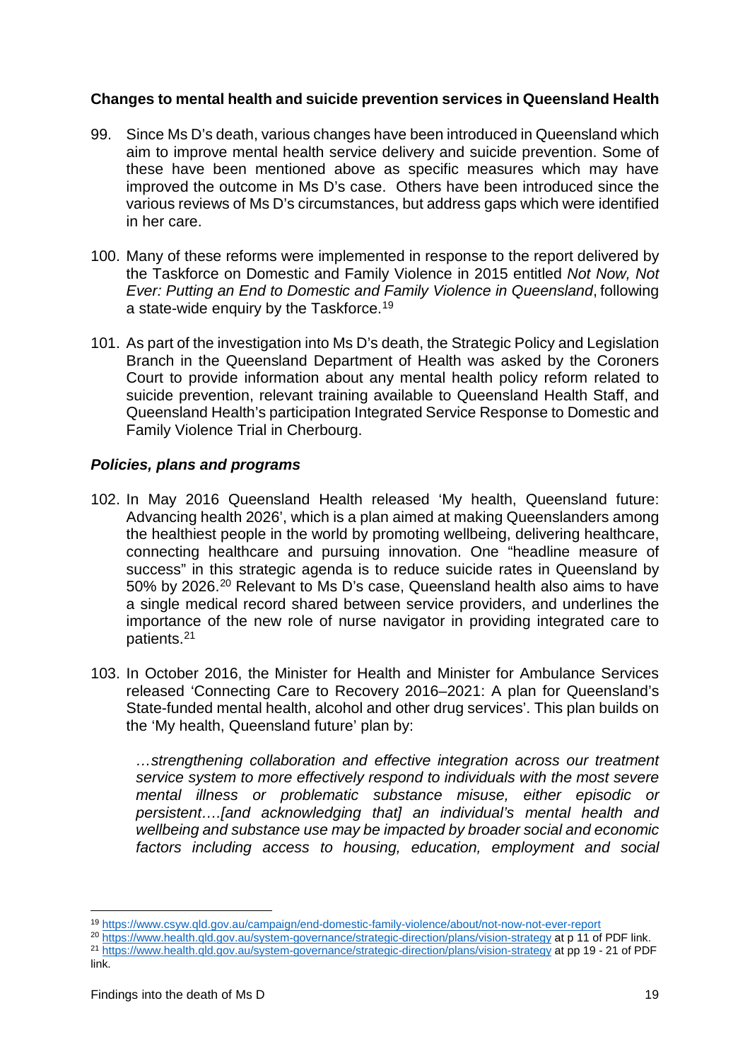**Changes to mental health and suicide prevention services in Queensland Health**

99. Since Ms D's death, various changes have been introduced in Queensland which aim to improve mental health service delivery and suicide prevention. Some of these have been mentioned above as specific measures which may have improved the outcome in Ms D's case. Others have been introduced since the various reviews of Ms D's circumstances, but address gaps which were identified in her care.

100. Many of these reforms were implemented in response to the report delivered by the Taskforce on Domestic and Family Violence in 2015 entitled *Not Now, Not Ever: Putting an End to Domestic and Family Violence in Queensland*, following a state-wide enquiry by the Taskforce.[19]

101. As part of the investigation into Ms D's death, the Strategic Policy and Legislation Branch in the Queensland Department of Health was asked by the Coroners Court to provide information about any mental health policy reform related to suicide prevention, relevant training available to Queensland Health Staff, and Queensland Health's participation Integrated Service Response to Domestic and Family Violence Trial in Cherbourg.

***Policies, plans and programs***

102. In May 2016 Queensland Health released 'My health, Queensland future: Advancing health 2026', which is a plan aimed at making Queenslanders among the healthiest people in the world by promoting wellbeing, delivering healthcare, connecting healthcare and pursuing innovation. One "headline measure of success" in this strategic agenda is to reduce suicide rates in Queensland by 50% by 2026.[20] Relevant to Ms D's case, Queensland health also aims to have a single medical record shared between service providers, and underlines the importance of the new role of nurse navigator in providing integrated care to patients.[21]

103. In October 2016, the Minister for Health and Minister for Ambulance Services released 'Connecting Care to Recovery 2016–2021: A plan for Queensland's State-funded mental health, alcohol and other drug services'. This plan builds on the 'My health, Queensland future' plan by:

    *…strengthening collaboration and effective integration across our treatment service system to more effectively respond to individuals with the most severe mental illness or problematic substance misuse, either episodic or persistent….[and acknowledging that] an individual's mental health and wellbeing and substance use may be impacted by broader social and economic factors including access to housing, education, employment and social*

---

[19] https://www.csyw.qld.gov.au/campaign/end-domestic-family-violence/about/not-now-not-ever-report

[20] https://www.health.qld.gov.au/system-governance/strategic-direction/plans/vision-strategy at p 11 of PDF link.

[21] https://www.health.qld.gov.au/system-governance/strategic-direction/plans/vision-strategy at pp 19 - 21 of PDF link.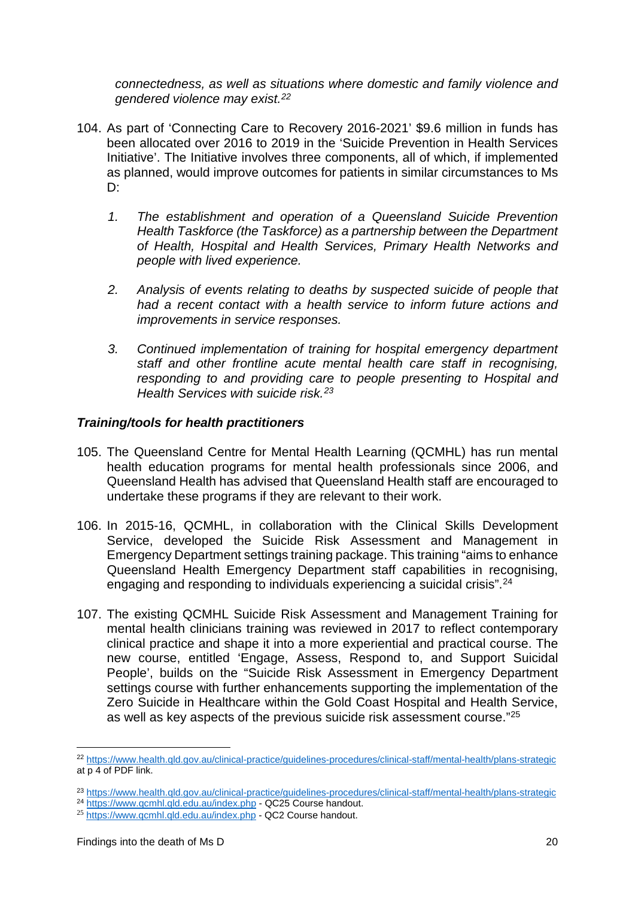*connectedness, as well as situations where domestic and family violence and gendered violence may exist.*[22]

104. As part of 'Connecting Care to Recovery 2016-2021' $9.6 million in funds has been allocated over 2016 to 2019 in the 'Suicide Prevention in Health Services Initiative'. The Initiative involves three components, all of which, if implemented as planned, would improve outcomes for patients in similar circumstances to Ms D:

    1. *The establishment and operation of a Queensland Suicide Prevention Health Taskforce (the Taskforce) as a partnership between the Department of Health, Hospital and Health Services, Primary Health Networks and people with lived experience.*

    2. *Analysis of events relating to deaths by suspected suicide of people that had a recent contact with a health service to inform future actions and improvements in service responses.*

    3. *Continued implementation of training for hospital emergency department staff and other frontline acute mental health care staff in recognising, responding to and providing care to people presenting to Hospital and Health Services with suicide risk.*[23]

### *Training/tools for health practitioners*

105. The Queensland Centre for Mental Health Learning (QCMHL) has run mental health education programs for mental health professionals since 2006, and Queensland Health has advised that Queensland Health staff are encouraged to undertake these programs if they are relevant to their work.

106. In 2015-16, QCMHL, in collaboration with the Clinical Skills Development Service, developed the Suicide Risk Assessment and Management in Emergency Department settings training package. This training "aims to enhance Queensland Health Emergency Department staff capabilities in recognising, engaging and responding to individuals experiencing a suicidal crisis".[24]

107. The existing QCMHL Suicide Risk Assessment and Management Training for mental health clinicians training was reviewed in 2017 to reflect contemporary clinical practice and shape it into a more experiential and practical course. The new course, entitled 'Engage, Assess, Respond to, and Support Suicidal People', builds on the "Suicide Risk Assessment in Emergency Department settings course with further enhancements supporting the implementation of the Zero Suicide in Healthcare within the Gold Coast Hospital and Health Service, as well as key aspects of the previous suicide risk assessment course."[25]

---

[22] https://www.health.qld.gov.au/clinical-practice/guidelines-procedures/clinical-staff/mental-health/plans-strategic at p 4 of PDF link.

[23] https://www.health.qld.gov.au/clinical-practice/guidelines-procedures/clinical-staff/mental-health/plans-strategic

[24] https://www.qcmhl.qld.edu.au/index.php - QC25 Course handout.

[25] https://www.qcmhl.qld.edu.au/index.php - QC2 Course handout.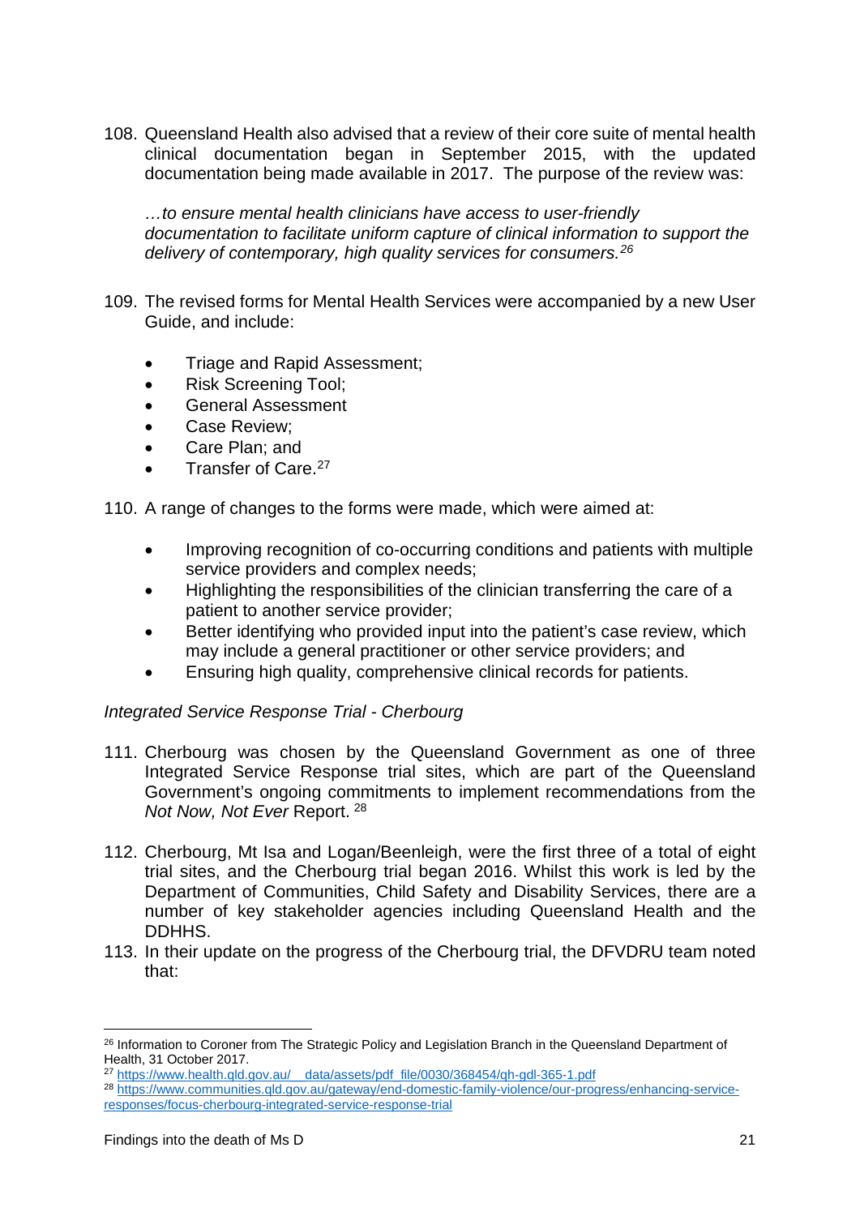108. Queensland Health also advised that a review of their core suite of mental health clinical documentation began in September 2015, with the updated documentation being made available in 2017. The purpose of the review was:

   *…to ensure mental health clinicians have access to user-friendly documentation to facilitate uniform capture of clinical information to support the delivery of contemporary, high quality services for consumers.*[26]

109. The revised forms for Mental Health Services were accompanied by a new User Guide, and include:

   - Triage and Rapid Assessment;
   - Risk Screening Tool;
   - General Assessment
   - Case Review;
   - Care Plan; and
   - Transfer of Care.[27]

110. A range of changes to the forms were made, which were aimed at:

   - Improving recognition of co-occurring conditions and patients with multiple service providers and complex needs;
   - Highlighting the responsibilities of the clinician transferring the care of a patient to another service provider;
   - Better identifying who provided input into the patient's case review, which may include a general practitioner or other service providers; and
   - Ensuring high quality, comprehensive clinical records for patients.

*Integrated Service Response Trial - Cherbourg*

111. Cherbourg was chosen by the Queensland Government as one of three Integrated Service Response trial sites, which are part of the Queensland Government's ongoing commitments to implement recommendations from the *Not Now, Not Ever* Report. [28]

112. Cherbourg, Mt Isa and Logan/Beenleigh, were the first three of a total of eight trial sites, and the Cherbourg trial began 2016. Whilst this work is led by the Department of Communities, Child Safety and Disability Services, there are a number of key stakeholder agencies including Queensland Health and the DDHHS.

113. In their update on the progress of the Cherbourg trial, the DFVDRU team noted that:

---

[26] Information to Coroner from The Strategic Policy and Legislation Branch in the Queensland Department of Health, 31 October 2017.

[27] https://www.health.qld.gov.au/__data/assets/pdf_file/0030/368454/qh-gdl-365-1.pdf

[28] https://www.communities.qld.gov.au/gateway/end-domestic-family-violence/our-progress/enhancing-service-responses/focus-cherbourg-integrated-service-response-trial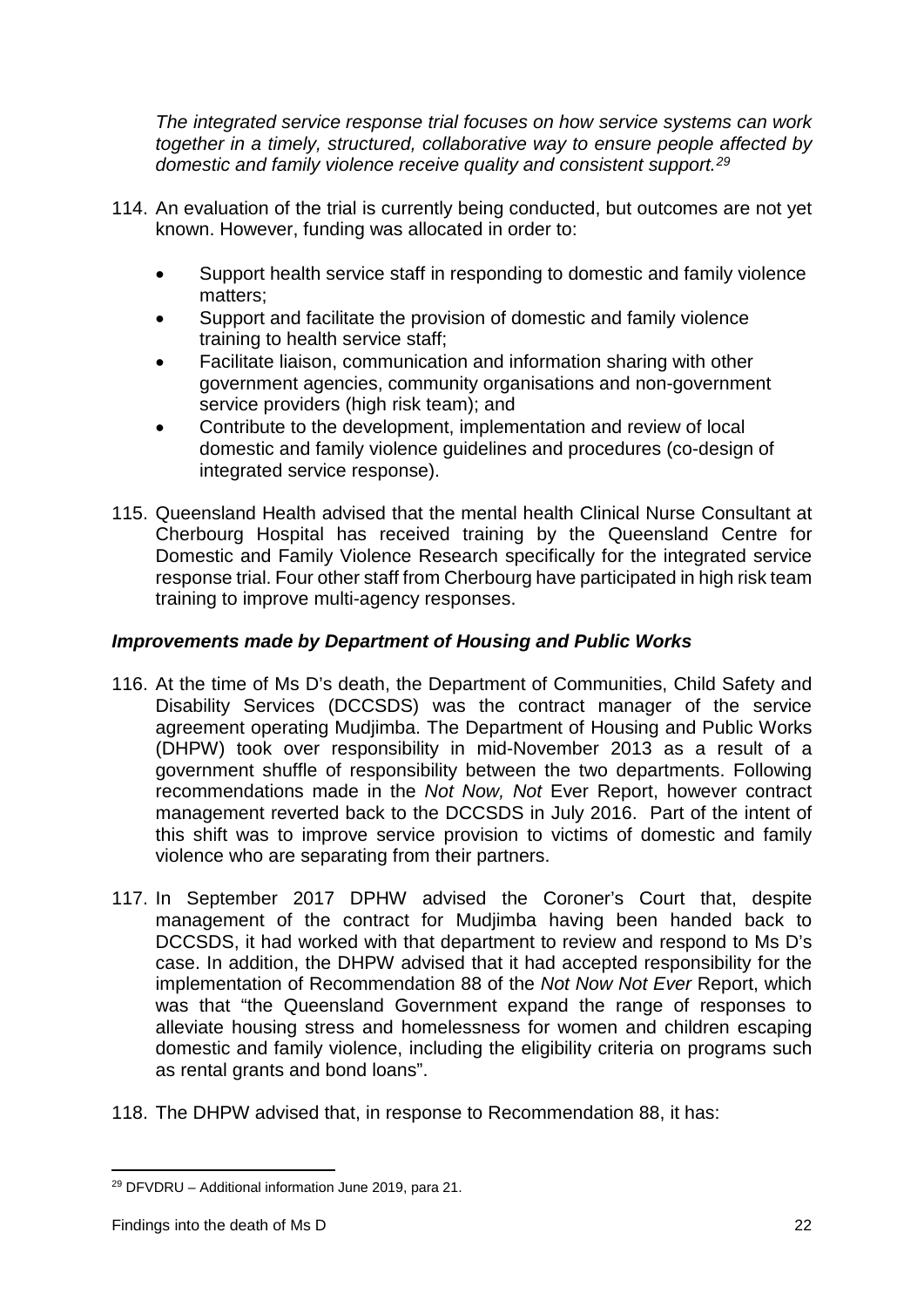*The integrated service response trial focuses on how service systems can work together in a timely, structured, collaborative way to ensure people affected by domestic and family violence receive quality and consistent support.*[29]

114. An evaluation of the trial is currently being conducted, but outcomes are not yet known. However, funding was allocated in order to:

- Support health service staff in responding to domestic and family violence matters;
- Support and facilitate the provision of domestic and family violence training to health service staff;
- Facilitate liaison, communication and information sharing with other government agencies, community organisations and non-government service providers (high risk team); and
- Contribute to the development, implementation and review of local domestic and family violence guidelines and procedures (co-design of integrated service response).

115. Queensland Health advised that the mental health Clinical Nurse Consultant at Cherbourg Hospital has received training by the Queensland Centre for Domestic and Family Violence Research specifically for the integrated service response trial. Four other staff from Cherbourg have participated in high risk team training to improve multi-agency responses.

### *Improvements made by Department of Housing and Public Works*

116. At the time of Ms D's death, the Department of Communities, Child Safety and Disability Services (DCCSDS) was the contract manager of the service agreement operating Mudjimba. The Department of Housing and Public Works (DHPW) took over responsibility in mid-November 2013 as a result of a government shuffle of responsibility between the two departments. Following recommendations made in the *Not Now, Not* Ever Report, however contract management reverted back to the DCCSDS in July 2016. Part of the intent of this shift was to improve service provision to victims of domestic and family violence who are separating from their partners.

117. In September 2017 DPHW advised the Coroner's Court that, despite management of the contract for Mudjimba having been handed back to DCCSDS, it had worked with that department to review and respond to Ms D's case. In addition, the DHPW advised that it had accepted responsibility for the implementation of Recommendation 88 of the *Not Now Not Ever* Report, which was that "the Queensland Government expand the range of responses to alleviate housing stress and homelessness for women and children escaping domestic and family violence, including the eligibility criteria on programs such as rental grants and bond loans".

118. The DHPW advised that, in response to Recommendation 88, it has:

[29] DFVDRU – Additional information June 2019, para 21.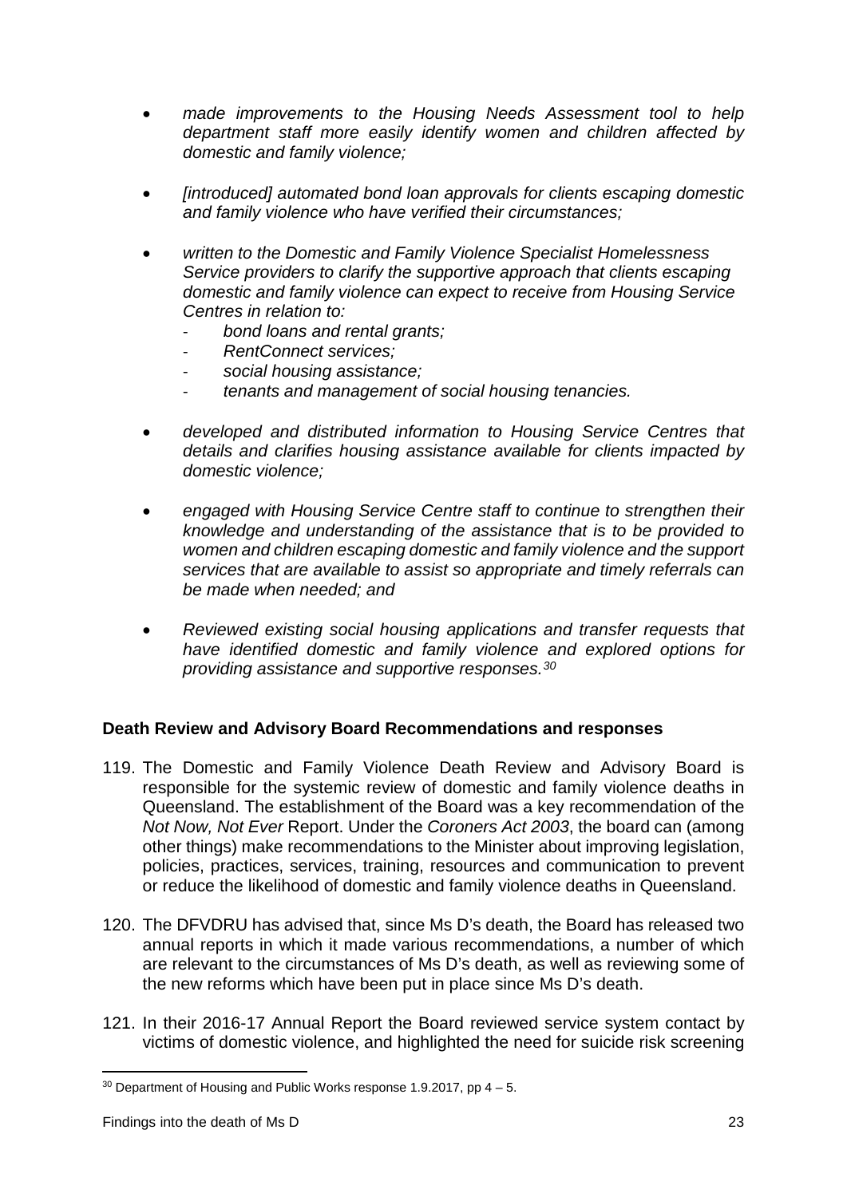- *made improvements to the Housing Needs Assessment tool to help department staff more easily identify women and children affected by domestic and family violence;*

- *[introduced] automated bond loan approvals for clients escaping domestic and family violence who have verified their circumstances;*

- *written to the Domestic and Family Violence Specialist Homelessness Service providers to clarify the supportive approach that clients escaping domestic and family violence can expect to receive from Housing Service Centres in relation to:*
    - *bond loans and rental grants;*
    - *RentConnect services;*
    - *social housing assistance;*
    - *tenants and management of social housing tenancies.*

- *developed and distributed information to Housing Service Centres that details and clarifies housing assistance available for clients impacted by domestic violence;*

- *engaged with Housing Service Centre staff to continue to strengthen their knowledge and understanding of the assistance that is to be provided to women and children escaping domestic and family violence and the support services that are available to assist so appropriate and timely referrals can be made when needed; and*

- *Reviewed existing social housing applications and transfer requests that have identified domestic and family violence and explored options for providing assistance and supportive responses.*[30]

**Death Review and Advisory Board Recommendations and responses**

119. The Domestic and Family Violence Death Review and Advisory Board is responsible for the systemic review of domestic and family violence deaths in Queensland. The establishment of the Board was a key recommendation of the *Not Now, Not Ever* Report. Under the *Coroners Act 2003*, the board can (among other things) make recommendations to the Minister about improving legislation, policies, practices, services, training, resources and communication to prevent or reduce the likelihood of domestic and family violence deaths in Queensland.

120. The DFVDRU has advised that, since Ms D's death, the Board has released two annual reports in which it made various recommendations, a number of which are relevant to the circumstances of Ms D's death, as well as reviewing some of the new reforms which have been put in place since Ms D's death.

121. In their 2016-17 Annual Report the Board reviewed service system contact by victims of domestic violence, and highlighted the need for suicide risk screening

[30] Department of Housing and Public Works response 1.9.2017, pp 4 – 5.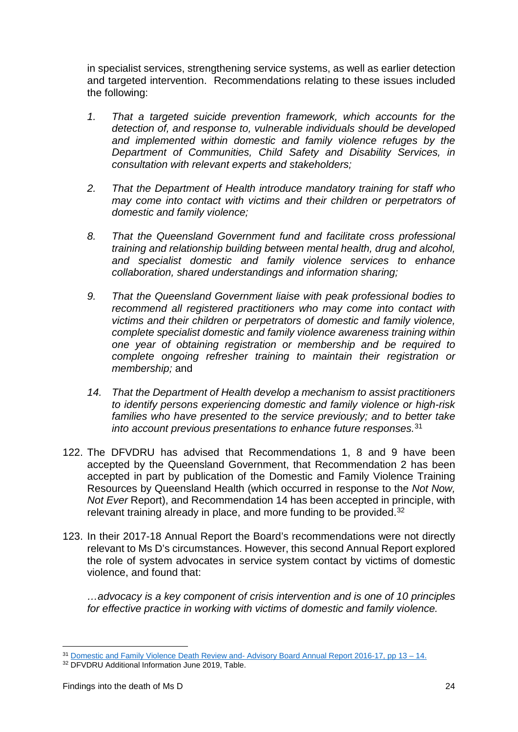in specialist services, strengthening service systems, as well as earlier detection and targeted intervention. Recommendations relating to these issues included the following:

> 1. *That a targeted suicide prevention framework, which accounts for the detection of, and response to, vulnerable individuals should be developed and implemented within domestic and family violence refuges by the Department of Communities, Child Safety and Disability Services, in consultation with relevant experts and stakeholders;*
>
> 2. *That the Department of Health introduce mandatory training for staff who may come into contact with victims and their children or perpetrators of domestic and family violence;*
>
> 8. *That the Queensland Government fund and facilitate cross professional training and relationship building between mental health, drug and alcohol, and specialist domestic and family violence services to enhance collaboration, shared understandings and information sharing;*
>
> 9. *That the Queensland Government liaise with peak professional bodies to recommend all registered practitioners who may come into contact with victims and their children or perpetrators of domestic and family violence, complete specialist domestic and family violence awareness training within one year of obtaining registration or membership and be required to complete ongoing refresher training to maintain their registration or membership;* and
>
> 14. *That the Department of Health develop a mechanism to assist practitioners to identify persons experiencing domestic and family violence or high-risk families who have presented to the service previously; and to better take into account previous presentations to enhance future responses.*[31]

122. The DFVDRU has advised that Recommendations 1, 8 and 9 have been accepted by the Queensland Government, that Recommendation 2 has been accepted in part by publication of the Domestic and Family Violence Training Resources by Queensland Health (which occurred in response to the *Not Now, Not Ever* Report), and Recommendation 14 has been accepted in principle, with relevant training already in place, and more funding to be provided.[32]

123. In their 2017-18 Annual Report the Board's recommendations were not directly relevant to Ms D's circumstances. However, this second Annual Report explored the role of system advocates in service system contact by victims of domestic violence, and found that:

> *…advocacy is a key component of crisis intervention and is one of 10 principles for effective practice in working with victims of domestic and family violence.*

---

[31] Domestic and Family Violence Death Review and- Advisory Board Annual Report 2016-17, pp 13 – 14.

[32] DFVDRU Additional Information June 2019, Table.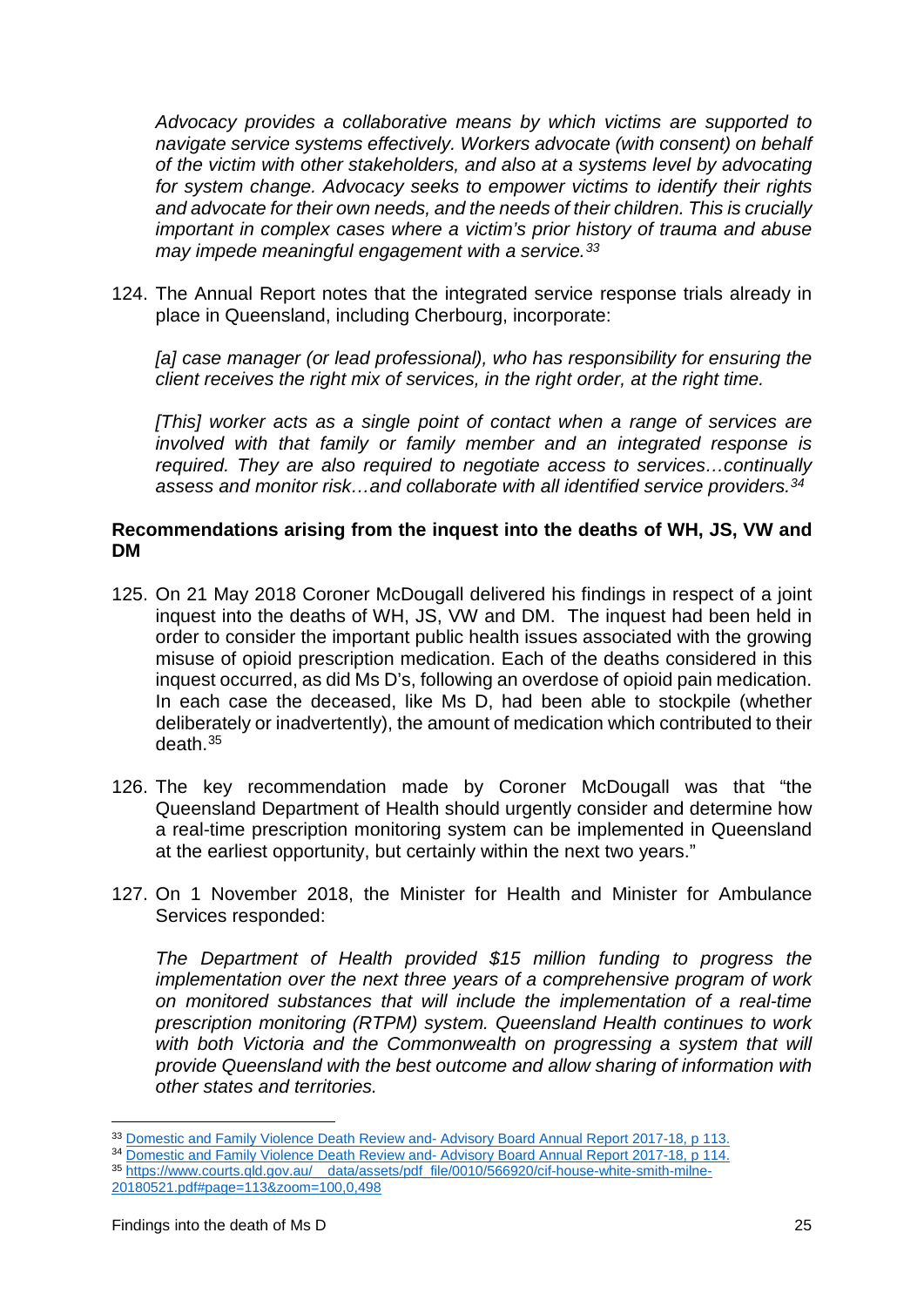*Advocacy provides a collaborative means by which victims are supported to navigate service systems effectively. Workers advocate (with consent) on behalf of the victim with other stakeholders, and also at a systems level by advocating for system change. Advocacy seeks to empower victims to identify their rights and advocate for their own needs, and the needs of their children. This is crucially important in complex cases where a victim's prior history of trauma and abuse may impede meaningful engagement with a service.*[33]

124. The Annual Report notes that the integrated service response trials already in place in Queensland, including Cherbourg, incorporate:

*[a] case manager (or lead professional), who has responsibility for ensuring the client receives the right mix of services, in the right order, at the right time.*

*[This] worker acts as a single point of contact when a range of services are involved with that family or family member and an integrated response is required. They are also required to negotiate access to services…continually assess and monitor risk…and collaborate with all identified service providers.*[34]

**Recommendations arising from the inquest into the deaths of WH, JS, VW and DM**

125. On 21 May 2018 Coroner McDougall delivered his findings in respect of a joint inquest into the deaths of WH, JS, VW and DM. The inquest had been held in order to consider the important public health issues associated with the growing misuse of opioid prescription medication. Each of the deaths considered in this inquest occurred, as did Ms D's, following an overdose of opioid pain medication. In each case the deceased, like Ms D, had been able to stockpile (whether deliberately or inadvertently), the amount of medication which contributed to their death.[35]

126. The key recommendation made by Coroner McDougall was that "the Queensland Department of Health should urgently consider and determine how a real-time prescription monitoring system can be implemented in Queensland at the earliest opportunity, but certainly within the next two years."

127. On 1 November 2018, the Minister for Health and Minister for Ambulance Services responded:

*The Department of Health provided $15 million funding to progress the implementation over the next three years of a comprehensive program of work on monitored substances that will include the implementation of a real-time prescription monitoring (RTPM) system. Queensland Health continues to work with both Victoria and the Commonwealth on progressing a system that will provide Queensland with the best outcome and allow sharing of information with other states and territories.*

---

[33] Domestic and Family Violence Death Review and- Advisory Board Annual Report 2017-18, p 113.

[34] Domestic and Family Violence Death Review and- Advisory Board Annual Report 2017-18, p 114.

[35] https://www.courts.qld.gov.au/__data/assets/pdf_file/0010/566920/cif-house-white-smith-milne-20180521.pdf#page=113&zoom=100,0,498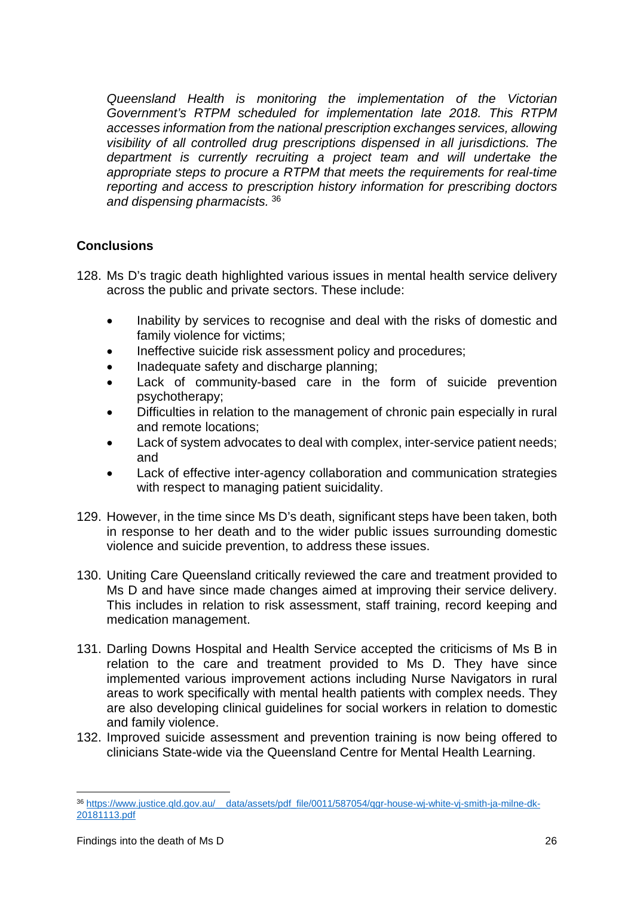*Queensland Health is monitoring the implementation of the Victorian Government's RTPM scheduled for implementation late 2018. This RTPM accesses information from the national prescription exchanges services, allowing visibility of all controlled drug prescriptions dispensed in all jurisdictions. The department is currently recruiting a project team and will undertake the appropriate steps to procure a RTPM that meets the requirements for real-time reporting and access to prescription history information for prescribing doctors and dispensing pharmacists.* [36]

**Conclusions**

128. Ms D's tragic death highlighted various issues in mental health service delivery across the public and private sectors. These include:

    - Inability by services to recognise and deal with the risks of domestic and family violence for victims;
    - Ineffective suicide risk assessment policy and procedures;
    - Inadequate safety and discharge planning;
    - Lack of community-based care in the form of suicide prevention psychotherapy;
    - Difficulties in relation to the management of chronic pain especially in rural and remote locations;
    - Lack of system advocates to deal with complex, inter-service patient needs; and
    - Lack of effective inter-agency collaboration and communication strategies with respect to managing patient suicidality.

129. However, in the time since Ms D's death, significant steps have been taken, both in response to her death and to the wider public issues surrounding domestic violence and suicide prevention, to address these issues.

130. Uniting Care Queensland critically reviewed the care and treatment provided to Ms D and have since made changes aimed at improving their service delivery. This includes in relation to risk assessment, staff training, record keeping and medication management.

131. Darling Downs Hospital and Health Service accepted the criticisms of Ms B in relation to the care and treatment provided to Ms D. They have since implemented various improvement actions including Nurse Navigators in rural areas to work specifically with mental health patients with complex needs. They are also developing clinical guidelines for social workers in relation to domestic and family violence.

132. Improved suicide assessment and prevention training is now being offered to clinicians State-wide via the Queensland Centre for Mental Health Learning.

---

[36] https://www.justice.qld.gov.au/__data/assets/pdf_file/0011/587054/qgr-house-wj-white-vj-smith-ja-milne-dk-20181113.pdf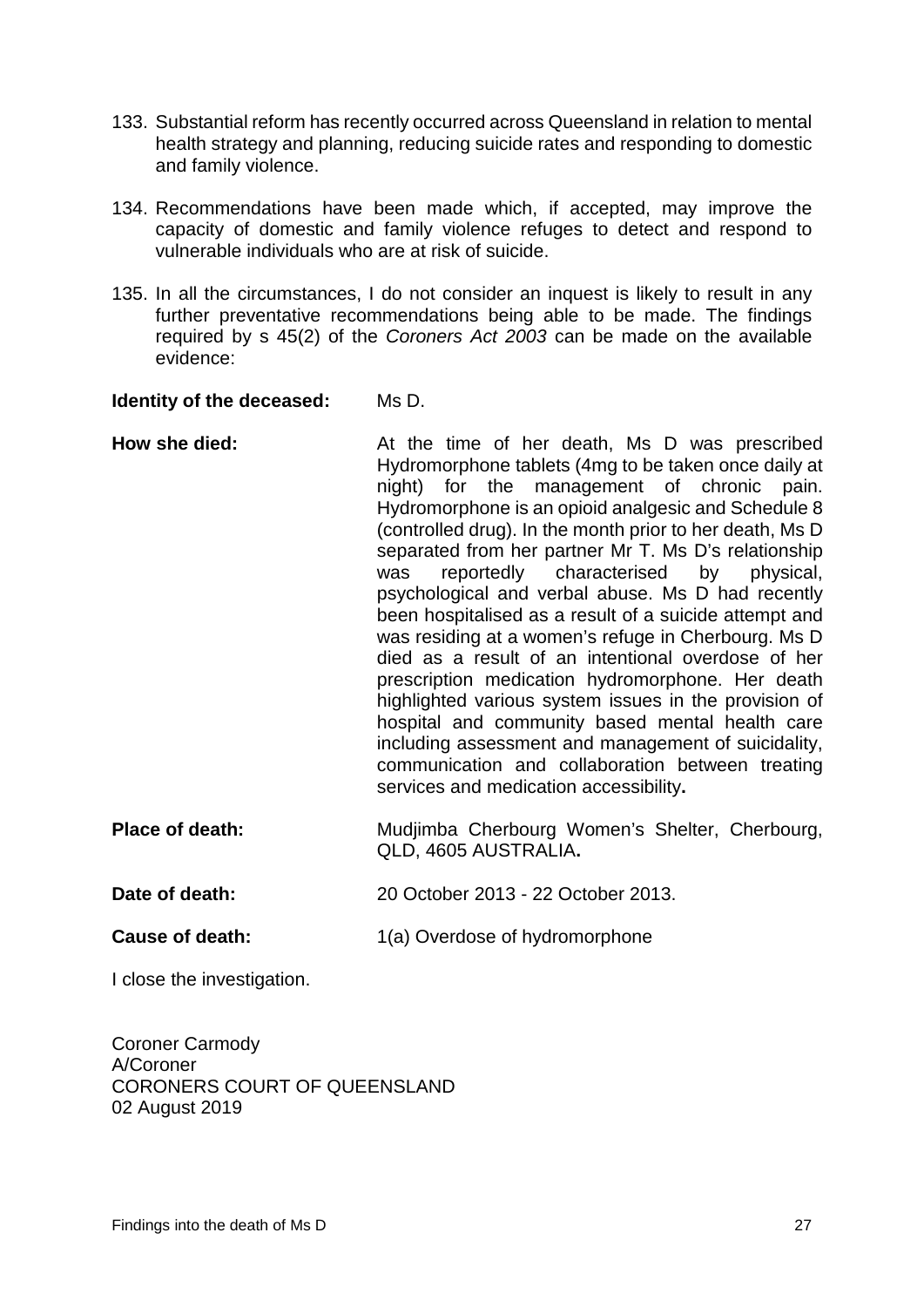133. Substantial reform has recently occurred across Queensland in relation to mental health strategy and planning, reducing suicide rates and responding to domestic and family violence.

134. Recommendations have been made which, if accepted, may improve the capacity of domestic and family violence refuges to detect and respond to vulnerable individuals who are at risk of suicide.

135. In all the circumstances, I do not consider an inquest is likely to result in any further preventative recommendations being able to be made. The findings required by s 45(2) of the *Coroners Act 2003* can be made on the available evidence:

**Identity of the deceased:** Ms D.

**How she died:** At the time of her death, Ms D was prescribed Hydromorphone tablets (4mg to be taken once daily at night) for the management of chronic pain. Hydromorphone is an opioid analgesic and Schedule 8 (controlled drug). In the month prior to her death, Ms D separated from her partner Mr T. Ms D's relationship was reportedly characterised by physical, psychological and verbal abuse. Ms D had recently been hospitalised as a result of a suicide attempt and was residing at a women's refuge in Cherbourg. Ms D died as a result of an intentional overdose of her prescription medication hydromorphone. Her death highlighted various system issues in the provision of hospital and community based mental health care including assessment and management of suicidality, communication and collaboration between treating services and medication accessibility**.**

**Place of death:** Mudjimba Cherbourg Women's Shelter, Cherbourg, QLD, 4605 AUSTRALIA**.**

**Date of death:** 20 October 2013 - 22 October 2013.

**Cause of death:** 1(a) Overdose of hydromorphone

I close the investigation.

Coroner Carmody
A/Coroner
CORONERS COURT OF QUEENSLAND
02 August 2019